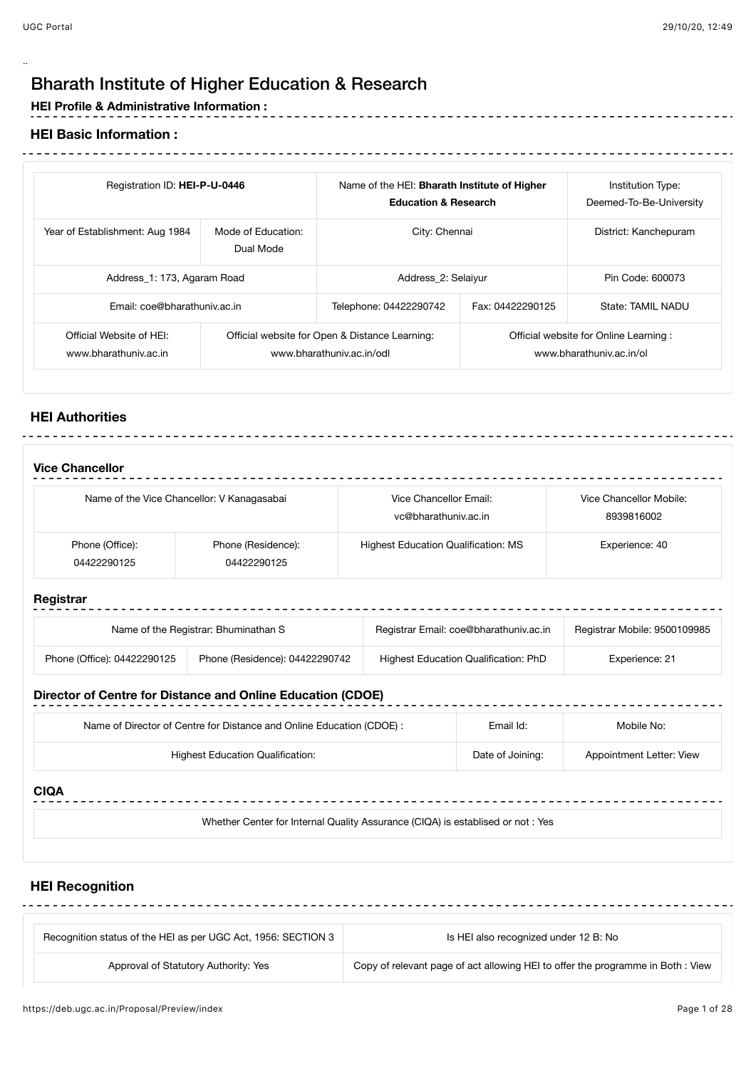# Bharath Institute of Higher Education & Research

## HEI Profile & Administrative Information :

## HEI Basic Information :

| | | | | |
|---|---|---|---|---|
| Registration ID: **HEI-P-U-0446** | | Name of the HEI: **Bharath Institute of Higher Education & Research** | | Institution Type: Deemed-To-Be-University |
| Year of Establishment: Aug 1984 | Mode of Education: Dual Mode | City: Chennai | | District: Kanchepuram |
| Address_1: 173, Agaram Road | | Address_2: Selaiyur | | Pin Code: 600073 |
| Email: coe@bharathuniv.ac.in | | Telephone: 04422290742 | Fax: 04422290125 | State: TAMIL NADU |
| Official Website of HEI: www.bharathuniv.ac.in | Official website for Open & Distance Learning: www.bharathuniv.ac.in/odl | | Official website for Online Learning : www.bharathuniv.ac.in/ol | |

## HEI Authorities

### Vice Chancellor

| | | | |
|---|---|---|---|
| Name of the Vice Chancellor: V Kanagasabai | | Vice Chancellor Email: vc@bharathuniv.ac.in | Vice Chancellor Mobile: 8939816002 |
| Phone (Office): 04422290125 | Phone (Residence): 04422290125 | Highest Education Qualification: MS | Experience: 40 |

### Registrar

| | | | |
|---|---|---|---|
| Name of the Registrar: Bhuminathan S | | Registrar Email: coe@bharathuniv.ac.in | Registrar Mobile: 9500109985 |
| Phone (Office): 04422290125 | Phone (Residence): 04422290742 | Highest Education Qualification: PhD | Experience: 21 |

### Director of Centre for Distance and Online Education (CDOE)

| | | |
|---|---|---|
| Name of Director of Centre for Distance and Online Education (CDOE) : | Email Id: | Mobile No: |
| Highest Education Qualification: | Date of Joining: | Appointment Letter: View |

### CIQA

| |
|---|
| Whether Center for Internal Quality Assurance (CIQA) is establised or not : Yes |

## HEI Recognition

| | |
|---|---|
| Recognition status of the HEI as per UGC Act, 1956: SECTION 3 | Is HEI also recognized under 12 B: No |
| Approval of Statutory Authority: Yes | Copy of relevant page of act allowing HEI to offer the programme in Both : View |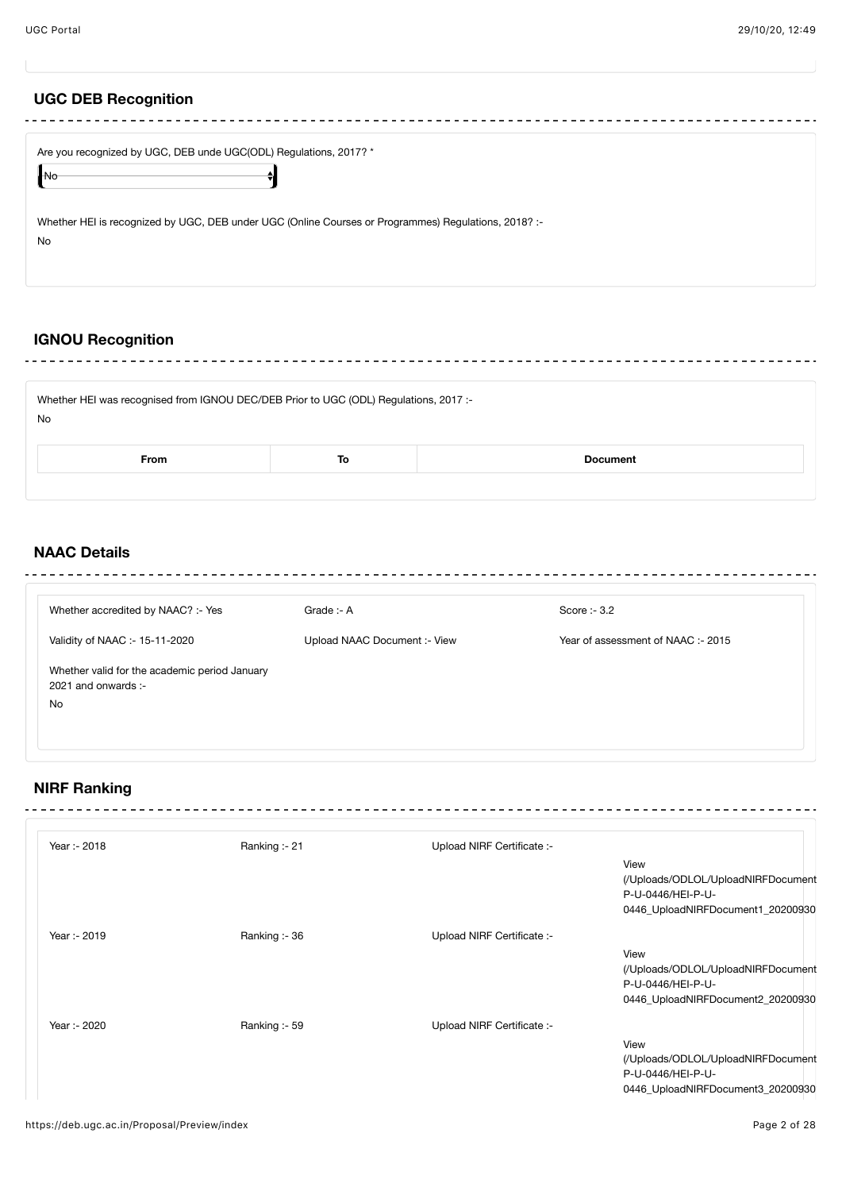## UGC DEB Recognition

Are you recognized by UGC, DEB unde UGC(ODL) Regulations, 2017? *

No

Whether HEI is recognized by UGC, DEB under UGC (Online Courses or Programmes) Regulations, 2018? :-

No

## IGNOU Recognition

Whether HEI was recognised from IGNOU DEC/DEB Prior to UGC (ODL) Regulations, 2017 :-

No

| From | To | Document |
| --- | --- | --- |

## NAAC Details

| | | |
| --- | --- | --- |
| Whether accredited by NAAC? :- Yes | Grade :- A | Score :- 3.2 |
| Validity of NAAC :- 15-11-2020 | Upload NAAC Document :- View | Year of assessment of NAAC :- 2015 |
| Whether valid for the academic period January 2021 and onwards :- No | | |

## NIRF Ranking

| | | | |
| --- | --- | --- | --- |
| Year :- 2018 | Ranking :- 21 | Upload NIRF Certificate :- | View (/Uploads/ODLOL/UploadNIRFDocument P-U-0446/HEI-P-U-0446_UploadNIRFDocument1_20200930 |
| Year :- 2019 | Ranking :- 36 | Upload NIRF Certificate :- | View (/Uploads/ODLOL/UploadNIRFDocument P-U-0446/HEI-P-U-0446_UploadNIRFDocument2_20200930 |
| Year :- 2020 | Ranking :- 59 | Upload NIRF Certificate :- | View (/Uploads/ODLOL/UploadNIRFDocument P-U-0446/HEI-P-U-0446_UploadNIRFDocument3_20200930 |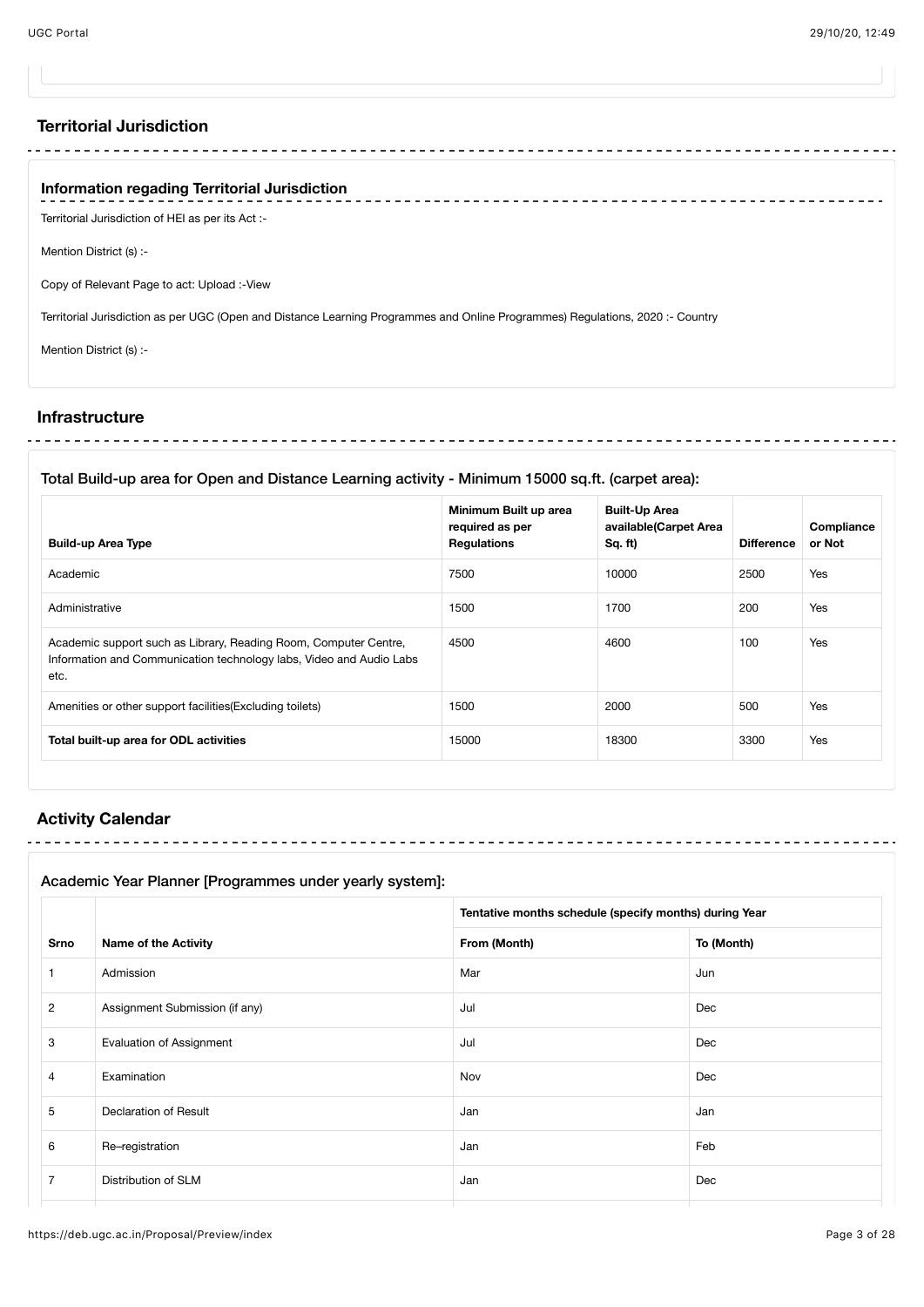## Territorial Jurisdiction

### Information regading Territorial Jurisdiction

Territorial Jurisdiction of HEI as per its Act :-

Mention District (s) :-

Copy of Relevant Page to act: Upload :-View

Territorial Jurisdiction as per UGC (Open and Distance Learning Programmes and Online Programmes) Regulations, 2020 :- Country

Mention District (s) :-

## Infrastructure

### Total Build-up area for Open and Distance Learning activity - Minimum 15000 sq.ft. (carpet area):

| Build-up Area Type | Minimum Built up area required as per Regulations | Built-Up Area available(Carpet Area Sq. ft) | Difference | Compliance or Not |
|---|---|---|---|---|
| Academic | 7500 | 10000 | 2500 | Yes |
| Administrative | 1500 | 1700 | 200 | Yes |
| Academic support such as Library, Reading Room, Computer Centre, Information and Communication technology labs, Video and Audio Labs etc. | 4500 | 4600 | 100 | Yes |
| Amenities or other support facilities(Excluding toilets) | 1500 | 2000 | 500 | Yes |
| **Total built-up area for ODL activities** | 15000 | 18300 | 3300 | Yes |

## Activity Calendar

### Academic Year Planner [Programmes under yearly system]:

| | | Tentative months schedule (specify months) during Year | |
|---|---|---|---|
| **Srno** | **Name of the Activity** | **From (Month)** | **To (Month)** |
| 1 | Admission | Mar | Jun |
| 2 | Assignment Submission (if any) | Jul | Dec |
| 3 | Evaluation of Assignment | Jul | Dec |
| 4 | Examination | Nov | Dec |
| 5 | Declaration of Result | Jan | Jan |
| 6 | Re–registration | Jan | Feb |
| 7 | Distribution of SLM | Jan | Dec |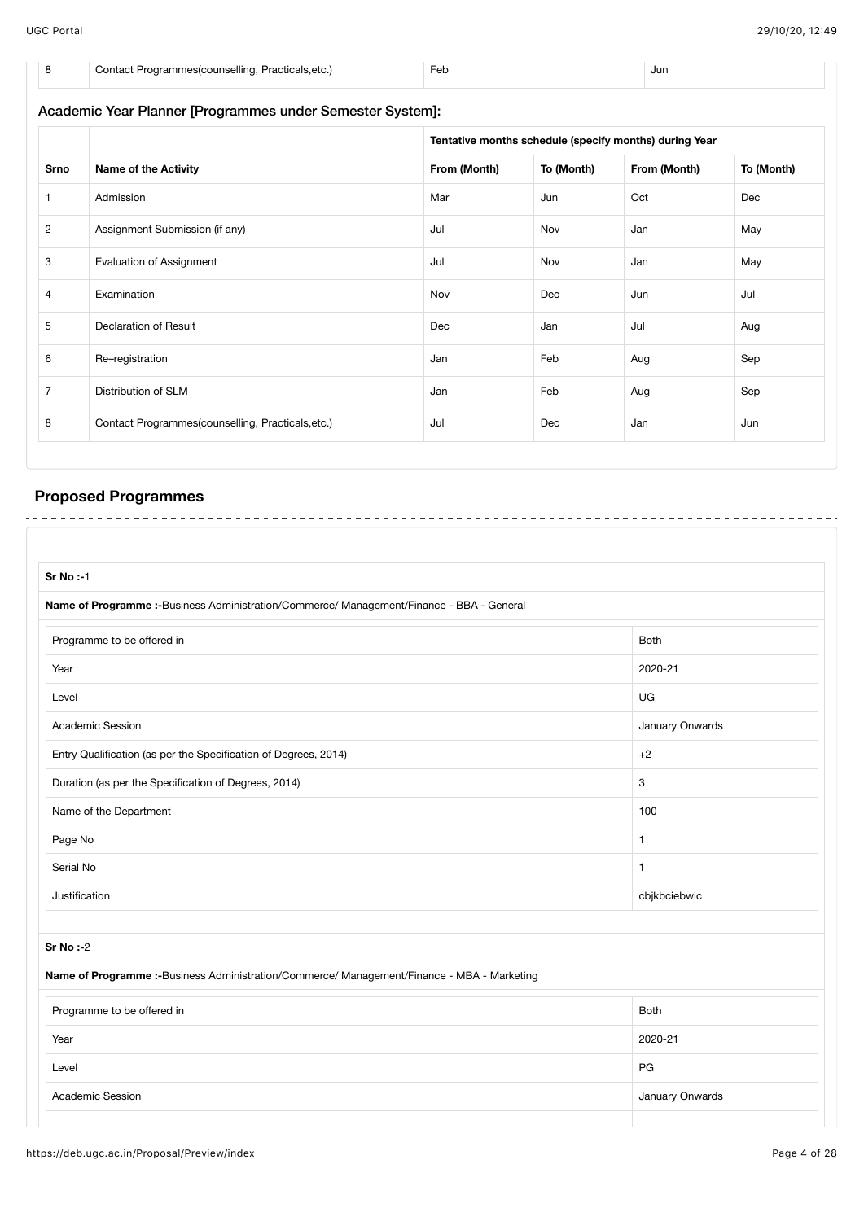| 8 | Contact Programmes(counselling, Practicals,etc.) | Feb | Jun |
|---|---|---|---|

## Academic Year Planner [Programmes under Semester System]:

| | | Tentative months schedule (specify months) during Year | | | |
|---|---|---|---|---|---|
| **Srno** | **Name of the Activity** | **From (Month)** | **To (Month)** | **From (Month)** | **To (Month)** |
| 1 | Admission | Mar | Jun | Oct | Dec |
| 2 | Assignment Submission (if any) | Jul | Nov | Jan | May |
| 3 | Evaluation of Assignment | Jul | Nov | Jan | May |
| 4 | Examination | Nov | Dec | Jun | Jul |
| 5 | Declaration of Result | Dec | Jan | Jul | Aug |
| 6 | Re–registration | Jan | Feb | Aug | Sep |
| 7 | Distribution of SLM | Jan | Feb | Aug | Sep |
| 8 | Contact Programmes(counselling, Practicals,etc.) | Jul | Dec | Jan | Jun |

## Proposed Programmes

**Sr No :-**1

**Name of Programme :-**Business Administration/Commerce/ Management/Finance - BBA - General

| | |
|---|---|
| Programme to be offered in | Both |
| Year | 2020-21 |
| Level | UG |
| Academic Session | January Onwards |
| Entry Qualification (as per the Specification of Degrees, 2014) | +2 |
| Duration (as per the Specification of Degrees, 2014) | 3 |
| Name of the Department | 100 |
| Page No | 1 |
| Serial No | 1 |
| Justification | cbjkbciebwic |

**Sr No :-**2

**Name of Programme :-**Business Administration/Commerce/ Management/Finance - MBA - Marketing

| | |
|---|---|
| Programme to be offered in | Both |
| Year | 2020-21 |
| Level | PG |
| Academic Session | January Onwards |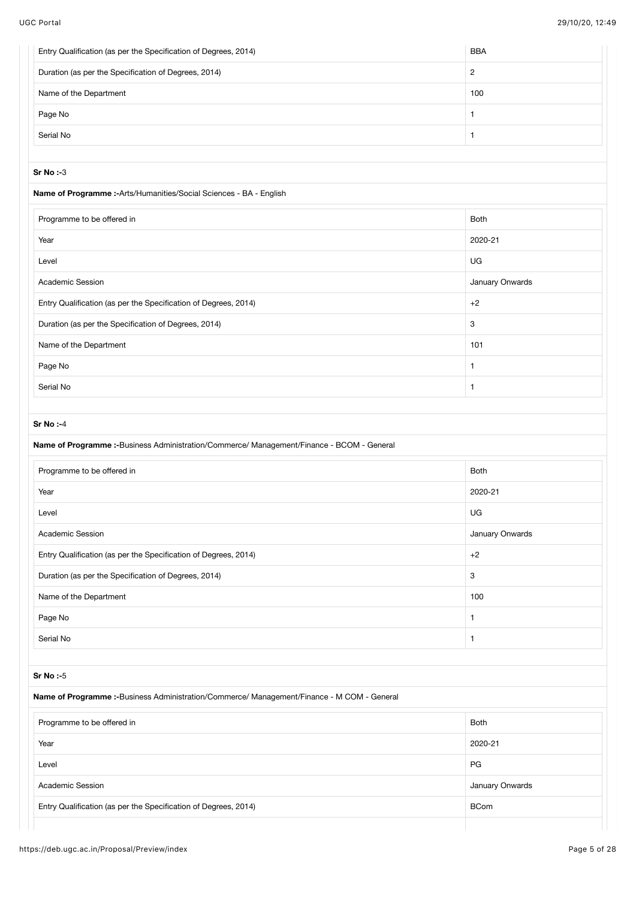| | |
|---|---|
| Entry Qualification (as per the Specification of Degrees, 2014) | BBA |
| Duration (as per the Specification of Degrees, 2014) | 2 |
| Name of the Department | 100 |
| Page No | 1 |
| Serial No | 1 |

**Sr No :-**3

**Name of Programme :-**Arts/Humanities/Social Sciences - BA - English

| | |
|---|---|
| Programme to be offered in | Both |
| Year | 2020-21 |
| Level | UG |
| Academic Session | January Onwards |
| Entry Qualification (as per the Specification of Degrees, 2014) | +2 |
| Duration (as per the Specification of Degrees, 2014) | 3 |
| Name of the Department | 101 |
| Page No | 1 |
| Serial No | 1 |

**Sr No :-**4

**Name of Programme :-**Business Administration/Commerce/ Management/Finance - BCOM - General

| | |
|---|---|
| Programme to be offered in | Both |
| Year | 2020-21 |
| Level | UG |
| Academic Session | January Onwards |
| Entry Qualification (as per the Specification of Degrees, 2014) | +2 |
| Duration (as per the Specification of Degrees, 2014) | 3 |
| Name of the Department | 100 |
| Page No | 1 |
| Serial No | 1 |

**Sr No :-**5

**Name of Programme :-**Business Administration/Commerce/ Management/Finance - M COM - General

| | |
|---|---|
| Programme to be offered in | Both |
| Year | 2020-21 |
| Level | PG |
| Academic Session | January Onwards |
| Entry Qualification (as per the Specification of Degrees, 2014) | BCom |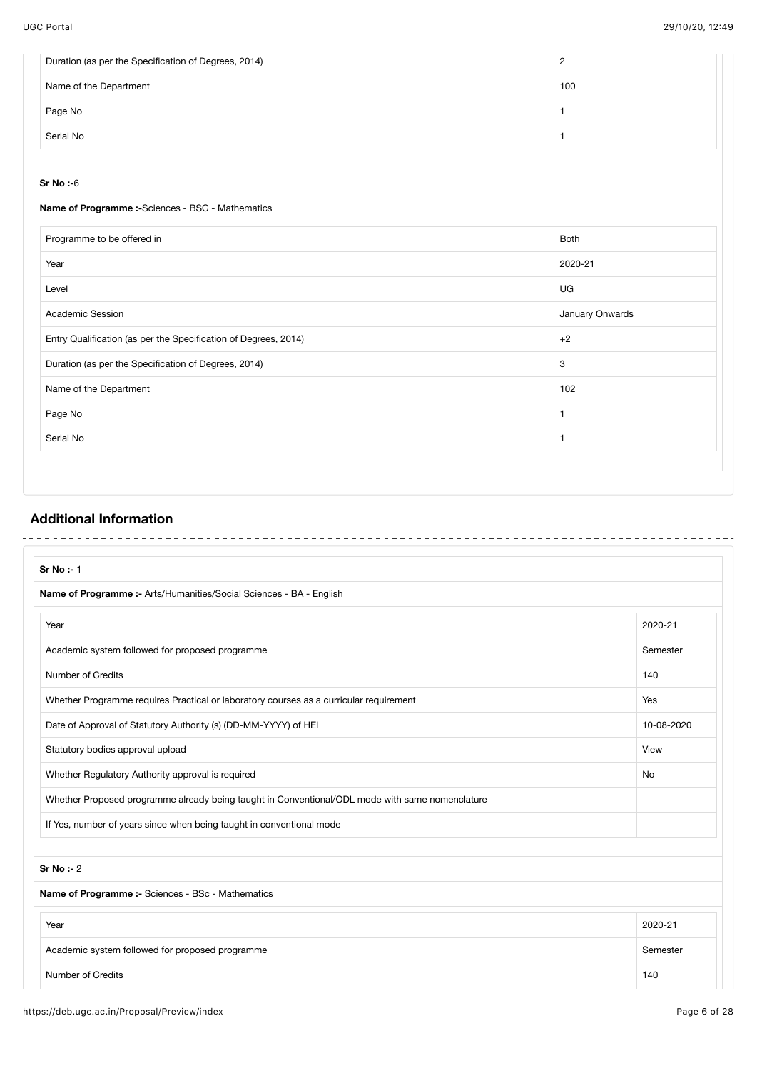| Duration (as per the Specification of Degrees, 2014) | 2 |
|---|---|
| Name of the Department | 100 |
| Page No | 1 |
| Serial No | 1 |

**Sr No :-**6

**Name of Programme :-**Sciences - BSC - Mathematics

| Programme to be offered in | Both |
|---|---|
| Year | 2020-21 |
| Level | UG |
| Academic Session | January Onwards |
| Entry Qualification (as per the Specification of Degrees, 2014) | +2 |
| Duration (as per the Specification of Degrees, 2014) | 3 |
| Name of the Department | 102 |
| Page No | 1 |
| Serial No | 1 |

## Additional Information

**Sr No :-** 1

**Name of Programme :-** Arts/Humanities/Social Sciences - BA - English

| Year | 2020-21 |
|---|---|
| Academic system followed for proposed programme | Semester |
| Number of Credits | 140 |
| Whether Programme requires Practical or laboratory courses as a curricular requirement | Yes |
| Date of Approval of Statutory Authority (s) (DD-MM-YYYY) of HEI | 10-08-2020 |
| Statutory bodies approval upload | View |
| Whether Regulatory Authority approval is required | No |
| Whether Proposed programme already being taught in Conventional/ODL mode with same nomenclature | |
| If Yes, number of years since when being taught in conventional mode | |

**Sr No :-** 2

**Name of Programme :-** Sciences - BSc - Mathematics

| Year | 2020-21 |
|---|---|
| Academic system followed for proposed programme | Semester |
| Number of Credits | 140 |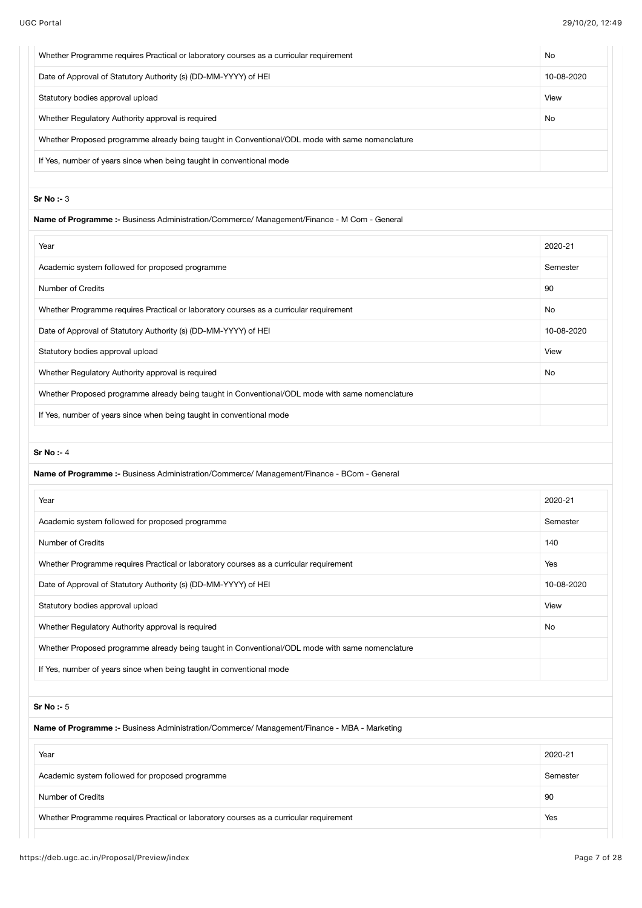| | |
|---|---|
| Whether Programme requires Practical or laboratory courses as a curricular requirement | No |
| Date of Approval of Statutory Authority (s) (DD-MM-YYYY) of HEI | 10-08-2020 |
| Statutory bodies approval upload | View |
| Whether Regulatory Authority approval is required | No |
| Whether Proposed programme already being taught in Conventional/ODL mode with same nomenclature | |
| If Yes, number of years since when being taught in conventional mode | |

**Sr No :-** 3

**Name of Programme :-** Business Administration/Commerce/ Management/Finance - M Com - General

| | |
|---|---|
| Year | 2020-21 |
| Academic system followed for proposed programme | Semester |
| Number of Credits | 90 |
| Whether Programme requires Practical or laboratory courses as a curricular requirement | No |
| Date of Approval of Statutory Authority (s) (DD-MM-YYYY) of HEI | 10-08-2020 |
| Statutory bodies approval upload | View |
| Whether Regulatory Authority approval is required | No |
| Whether Proposed programme already being taught in Conventional/ODL mode with same nomenclature | |
| If Yes, number of years since when being taught in conventional mode | |

**Sr No :-** 4

**Name of Programme :-** Business Administration/Commerce/ Management/Finance - BCom - General

| | |
|---|---|
| Year | 2020-21 |
| Academic system followed for proposed programme | Semester |
| Number of Credits | 140 |
| Whether Programme requires Practical or laboratory courses as a curricular requirement | Yes |
| Date of Approval of Statutory Authority (s) (DD-MM-YYYY) of HEI | 10-08-2020 |
| Statutory bodies approval upload | View |
| Whether Regulatory Authority approval is required | No |
| Whether Proposed programme already being taught in Conventional/ODL mode with same nomenclature | |
| If Yes, number of years since when being taught in conventional mode | |

**Sr No :-** 5

**Name of Programme :-** Business Administration/Commerce/ Management/Finance - MBA - Marketing

| | |
|---|---|
| Year | 2020-21 |
| Academic system followed for proposed programme | Semester |
| Number of Credits | 90 |
| Whether Programme requires Practical or laboratory courses as a curricular requirement | Yes |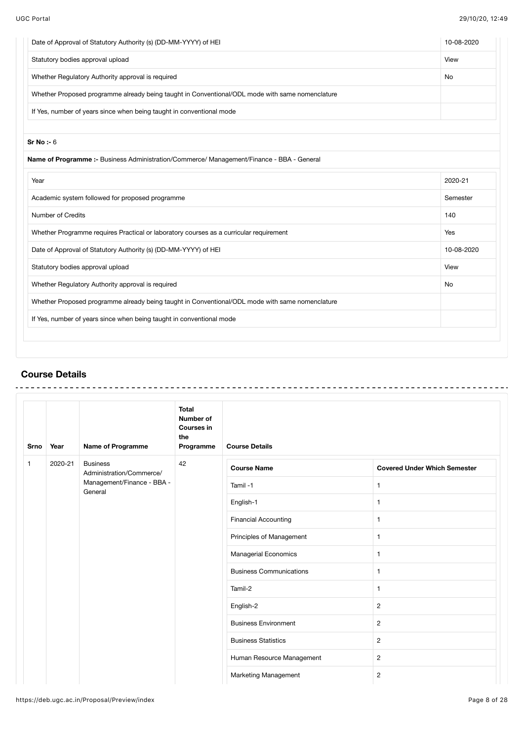| Date of Approval of Statutory Authority (s) (DD-MM-YYYY) of HEI | 10-08-2020 |
|---|---|
| Statutory bodies approval upload | View |
| Whether Regulatory Authority approval is required | No |
| Whether Proposed programme already being taught in Conventional/ODL mode with same nomenclature | |
| If Yes, number of years since when being taught in conventional mode | |

**Sr No :-** 6

**Name of Programme :-** Business Administration/Commerce/ Management/Finance - BBA - General

| Year | 2020-21 |
|---|---|
| Academic system followed for proposed programme | Semester |
| Number of Credits | 140 |
| Whether Programme requires Practical or laboratory courses as a curricular requirement | Yes |
| Date of Approval of Statutory Authority (s) (DD-MM-YYYY) of HEI | 10-08-2020 |
| Statutory bodies approval upload | View |
| Whether Regulatory Authority approval is required | No |
| Whether Proposed programme already being taught in Conventional/ODL mode with same nomenclature | |
| If Yes, number of years since when being taught in conventional mode | |

## Course Details

| Srno | Year | Name of Programme | Total Number of Courses in the Programme | Course Name | Covered Under Which Semester |
|---|---|---|---|---|---|
| 1 | 2020-21 | Business Administration/Commerce/ Management/Finance - BBA - General | 42 | Tamil -1 | 1 |
| | | | | English-1 | 1 |
| | | | | Financial Accounting | 1 |
| | | | | Principles of Management | 1 |
| | | | | Managerial Economics | 1 |
| | | | | Business Communications | 1 |
| | | | | Tamil-2 | 1 |
| | | | | English-2 | 2 |
| | | | | Business Environment | 2 |
| | | | | Business Statistics | 2 |
| | | | | Human Resource Management | 2 |
| | | | | Marketing Management | 2 |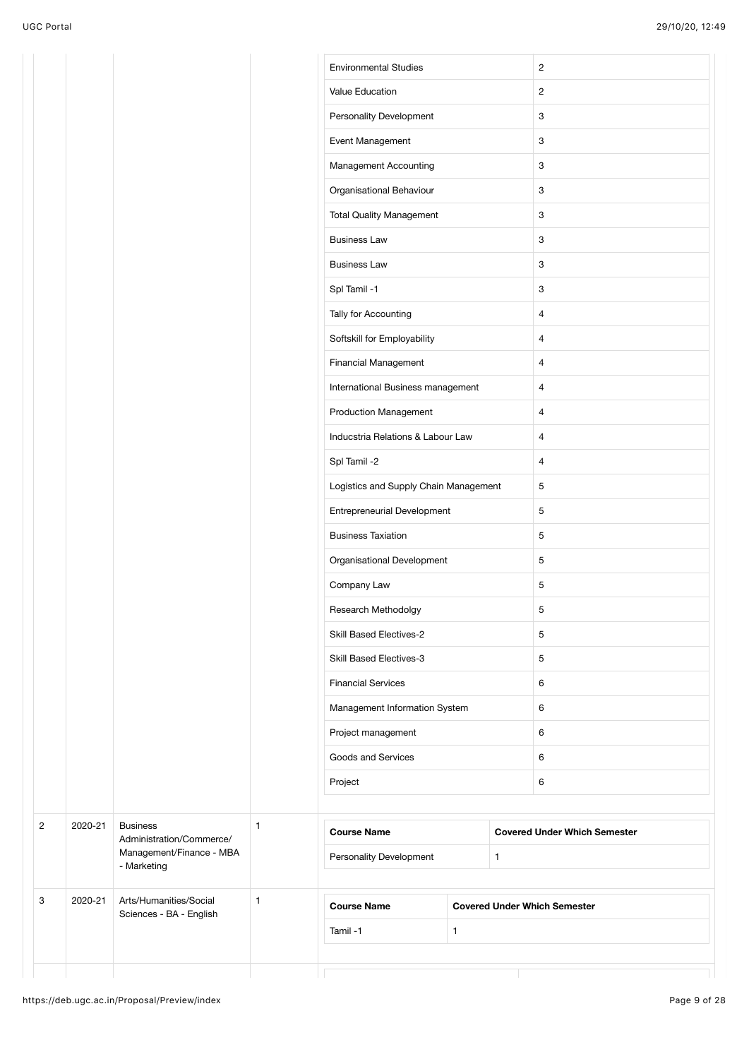| | | | | Course Name | Covered Under Which Semester |
|---|---|---|---|---|---|
| | | | | Environmental Studies | 2 |
| | | | | Value Education | 2 |
| | | | | Personality Development | 3 |
| | | | | Event Management | 3 |
| | | | | Management Accounting | 3 |
| | | | | Organisational Behaviour | 3 |
| | | | | Total Quality Management | 3 |
| | | | | Business Law | 3 |
| | | | | Business Law | 3 |
| | | | | Spl Tamil -1 | 3 |
| | | | | Tally for Accounting | 4 |
| | | | | Softskill for Employability | 4 |
| | | | | Financial Management | 4 |
| | | | | International Business management | 4 |
| | | | | Production Management | 4 |
| | | | | Inducstria Relations & Labour Law | 4 |
| | | | | Spl Tamil -2 | 4 |
| | | | | Logistics and Supply Chain Management | 5 |
| | | | | Entrepreneurial Development | 5 |
| | | | | Business Taxiation | 5 |
| | | | | Organisational Development | 5 |
| | | | | Company Law | 5 |
| | | | | Research Methodolgy | 5 |
| | | | | Skill Based Electives-2 | 5 |
| | | | | Skill Based Electives-3 | 5 |
| | | | | Financial Services | 6 |
| | | | | Management Information System | 6 |
| | | | | Project management | 6 |
| | | | | Goods and Services | 6 |
| | | | | Project | 6 |
| 2 | 2020-21 | Business Administration/Commerce/ Management/Finance - MBA - Marketing | 1 | **Course Name** | **Covered Under Which Semester** |
| | | | | Personality Development | 1 |
| 3 | 2020-21 | Arts/Humanities/Social Sciences - BA - English | 1 | **Course Name** | **Covered Under Which Semester** |
| | | | | Tamil -1 | 1 |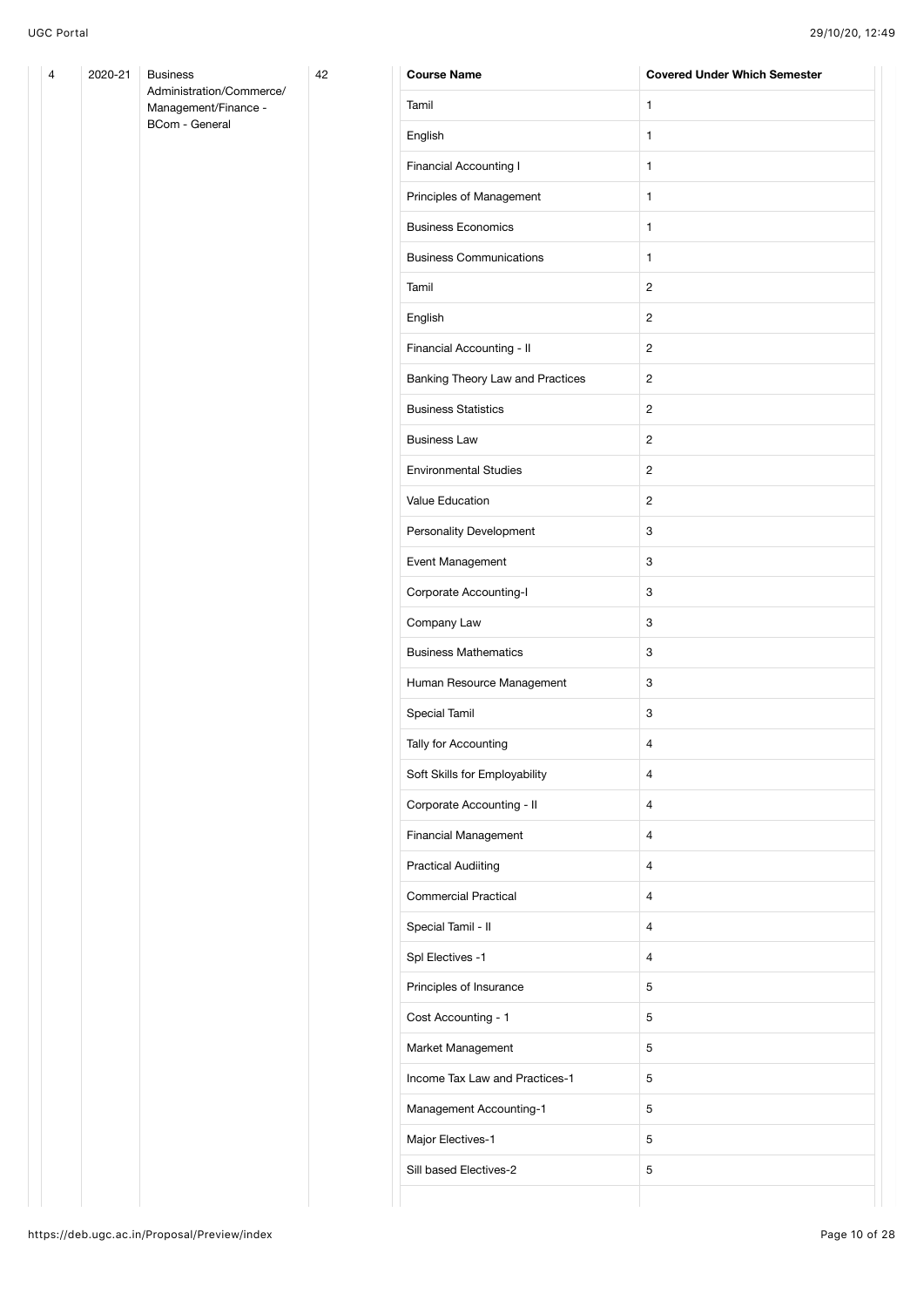| 4 | 2020-21 | Business Administration/Commerce/ Management/Finance - BCom - General | 42 | Course Name | Covered Under Which Semester |
|---|---|---|---|---|---|
| | | | | Tamil | 1 |
| | | | | English | 1 |
| | | | | Financial Accounting I | 1 |
| | | | | Principles of Management | 1 |
| | | | | Business Economics | 1 |
| | | | | Business Communications | 1 |
| | | | | Tamil | 2 |
| | | | | English | 2 |
| | | | | Financial Accounting - II | 2 |
| | | | | Banking Theory Law and Practices | 2 |
| | | | | Business Statistics | 2 |
| | | | | Business Law | 2 |
| | | | | Environmental Studies | 2 |
| | | | | Value Education | 2 |
| | | | | Personality Development | 3 |
| | | | | Event Management | 3 |
| | | | | Corporate Accounting-I | 3 |
| | | | | Company Law | 3 |
| | | | | Business Mathematics | 3 |
| | | | | Human Resource Management | 3 |
| | | | | Special Tamil | 3 |
| | | | | Tally for Accounting | 4 |
| | | | | Soft Skills for Employability | 4 |
| | | | | Corporate Accounting - II | 4 |
| | | | | Financial Management | 4 |
| | | | | Practical Audiiting | 4 |
| | | | | Commercial Practical | 4 |
| | | | | Special Tamil - II | 4 |
| | | | | Spl Electives -1 | 4 |
| | | | | Principles of Insurance | 5 |
| | | | | Cost Accounting - 1 | 5 |
| | | | | Market Management | 5 |
| | | | | Income Tax Law and Practices-1 | 5 |
| | | | | Management Accounting-1 | 5 |
| | | | | Major Electives-1 | 5 |
| | | | | Sill based Electives-2 | 5 |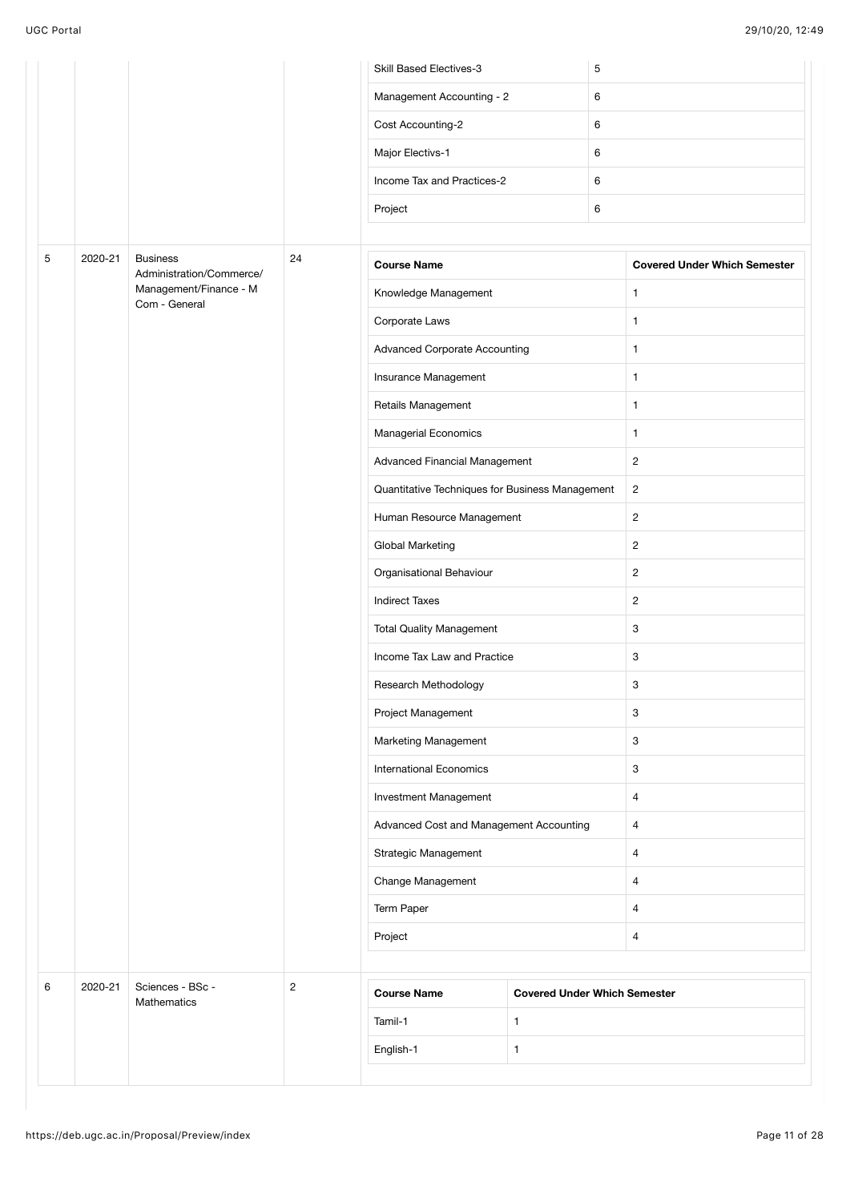| | | | | Course Name | Covered Under Which Semester |
|---|---|---|---|---|---|
| | | | | Skill Based Electives-3 | 5 |
| | | | | Management Accounting - 2 | 6 |
| | | | | Cost Accounting-2 | 6 |
| | | | | Major Electivs-1 | 6 |
| | | | | Income Tax and Practices-2 | 6 |
| | | | | Project | 6 |
| 5 | 2020-21 | Business Administration/Commerce/ Management/Finance - M Com - General | 24 | Knowledge Management | 1 |
| | | | | Corporate Laws | 1 |
| | | | | Advanced Corporate Accounting | 1 |
| | | | | Insurance Management | 1 |
| | | | | Retails Management | 1 |
| | | | | Managerial Economics | 1 |
| | | | | Advanced Financial Management | 2 |
| | | | | Quantitative Techniques for Business Management | 2 |
| | | | | Human Resource Management | 2 |
| | | | | Global Marketing | 2 |
| | | | | Organisational Behaviour | 2 |
| | | | | Indirect Taxes | 2 |
| | | | | Total Quality Management | 3 |
| | | | | Income Tax Law and Practice | 3 |
| | | | | Research Methodology | 3 |
| | | | | Project Management | 3 |
| | | | | Marketing Management | 3 |
| | | | | International Economics | 3 |
| | | | | Investment Management | 4 |
| | | | | Advanced Cost and Management Accounting | 4 |
| | | | | Strategic Management | 4 |
| | | | | Change Management | 4 |
| | | | | Term Paper | 4 |
| | | | | Project | 4 |
| 6 | 2020-21 | Sciences - BSc - Mathematics | 2 | Tamil-1 | 1 |
| | | | | English-1 | 1 |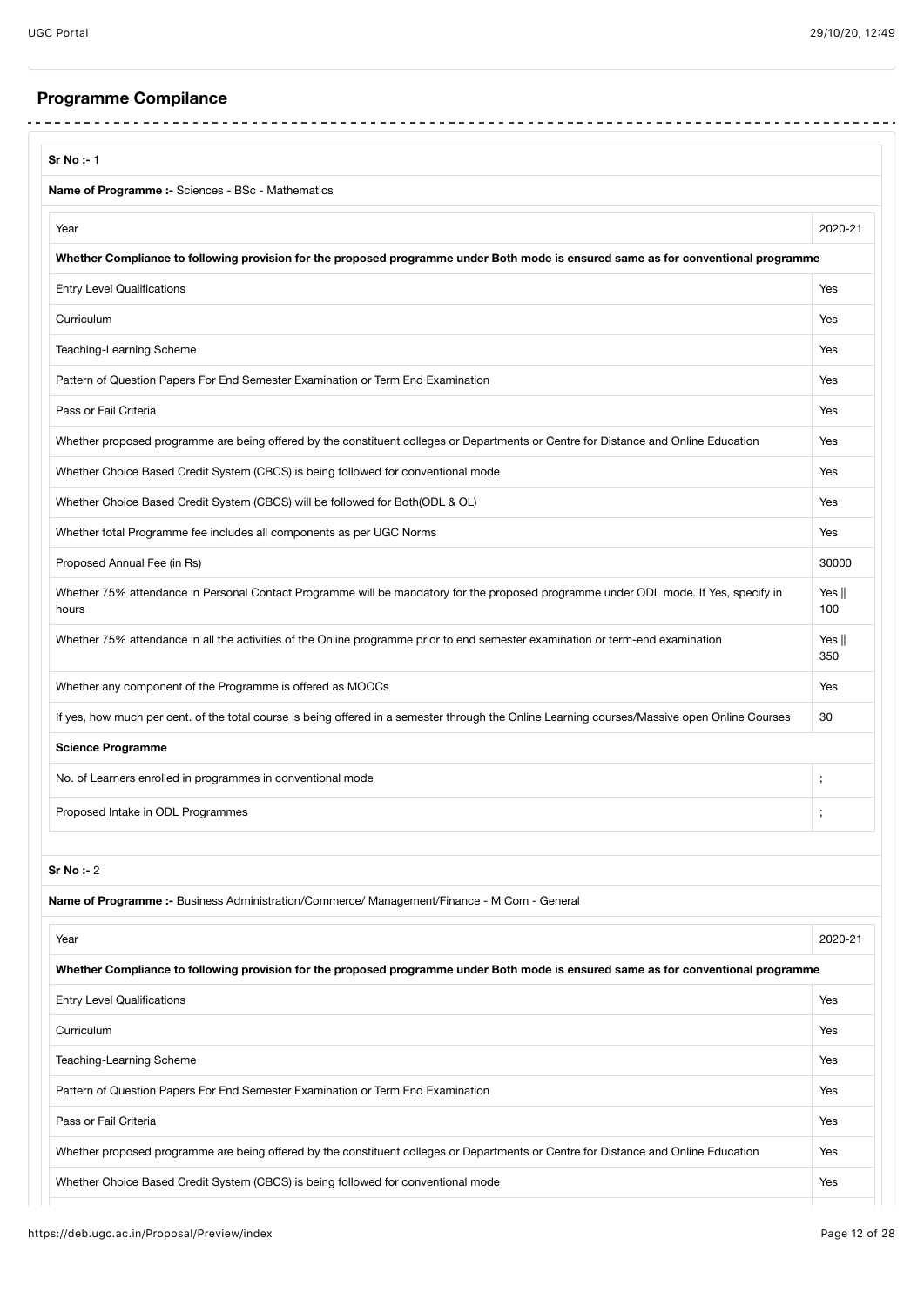## Programme Compilance

**Sr No :-** 1

**Name of Programme :-** Sciences - BSc - Mathematics

| Year | 2020-21 |
|---|---|
| **Whether Compliance to following provision for the proposed programme under Both mode is ensured same as for conventional programme** | |
| Entry Level Qualifications | Yes |
| Curriculum | Yes |
| Teaching-Learning Scheme | Yes |
| Pattern of Question Papers For End Semester Examination or Term End Examination | Yes |
| Pass or Fail Criteria | Yes |
| Whether proposed programme are being offered by the constituent colleges or Departments or Centre for Distance and Online Education | Yes |
| Whether Choice Based Credit System (CBCS) is being followed for conventional mode | Yes |
| Whether Choice Based Credit System (CBCS) will be followed for Both(ODL & OL) | Yes |
| Whether total Programme fee includes all components as per UGC Norms | Yes |
| Proposed Annual Fee (in Rs) | 30000 |
| Whether 75% attendance in Personal Contact Programme will be mandatory for the proposed programme under ODL mode. If Yes, specify in hours | Yes \|\| 100 |
| Whether 75% attendance in all the activities of the Online programme prior to end semester examination or term-end examination | Yes \|\| 350 |
| Whether any component of the Programme is offered as MOOCs | Yes |
| If yes, how much per cent. of the total course is being offered in a semester through the Online Learning courses/Massive open Online Courses | 30 |
| **Science Programme** | |
| No. of Learners enrolled in programmes in conventional mode | ; |
| Proposed Intake in ODL Programmes | ; |

**Sr No :-** 2

**Name of Programme :-** Business Administration/Commerce/ Management/Finance - M Com - General

| Year | 2020-21 |
|---|---|
| **Whether Compliance to following provision for the proposed programme under Both mode is ensured same as for conventional programme** | |
| Entry Level Qualifications | Yes |
| Curriculum | Yes |
| Teaching-Learning Scheme | Yes |
| Pattern of Question Papers For End Semester Examination or Term End Examination | Yes |
| Pass or Fail Criteria | Yes |
| Whether proposed programme are being offered by the constituent colleges or Departments or Centre for Distance and Online Education | Yes |
| Whether Choice Based Credit System (CBCS) is being followed for conventional mode | Yes |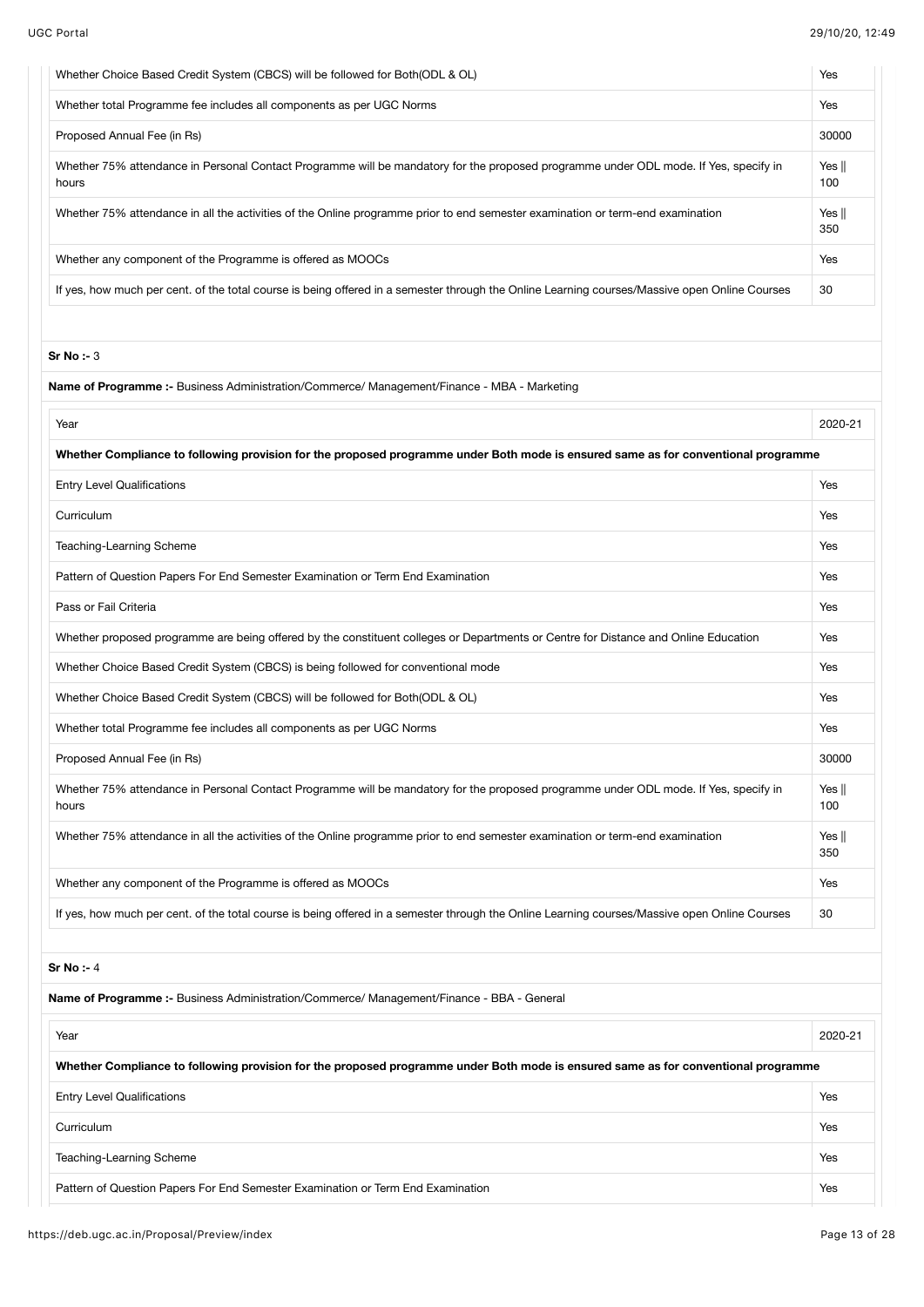| | |
|---|---|
| Whether Choice Based Credit System (CBCS) will be followed for Both(ODL & OL) | Yes |
| Whether total Programme fee includes all components as per UGC Norms | Yes |
| Proposed Annual Fee (in Rs) | 30000 |
| Whether 75% attendance in Personal Contact Programme will be mandatory for the proposed programme under ODL mode. If Yes, specify in hours | Yes &#124;&#124; 100 |
| Whether 75% attendance in all the activities of the Online programme prior to end semester examination or term-end examination | Yes &#124;&#124; 350 |
| Whether any component of the Programme is offered as MOOCs | Yes |
| If yes, how much per cent. of the total course is being offered in a semester through the Online Learning courses/Massive open Online Courses | 30 |

**Sr No :-** 3

**Name of Programme :-** Business Administration/Commerce/ Management/Finance - MBA - Marketing

| Year | 2020-21 |
|---|---|
| **Whether Compliance to following provision for the proposed programme under Both mode is ensured same as for conventional programme** | |
| Entry Level Qualifications | Yes |
| Curriculum | Yes |
| Teaching-Learning Scheme | Yes |
| Pattern of Question Papers For End Semester Examination or Term End Examination | Yes |
| Pass or Fail Criteria | Yes |
| Whether proposed programme are being offered by the constituent colleges or Departments or Centre for Distance and Online Education | Yes |
| Whether Choice Based Credit System (CBCS) is being followed for conventional mode | Yes |
| Whether Choice Based Credit System (CBCS) will be followed for Both(ODL & OL) | Yes |
| Whether total Programme fee includes all components as per UGC Norms | Yes |
| Proposed Annual Fee (in Rs) | 30000 |
| Whether 75% attendance in Personal Contact Programme will be mandatory for the proposed programme under ODL mode. If Yes, specify in hours | Yes &#124;&#124; 100 |
| Whether 75% attendance in all the activities of the Online programme prior to end semester examination or term-end examination | Yes &#124;&#124; 350 |
| Whether any component of the Programme is offered as MOOCs | Yes |
| If yes, how much per cent. of the total course is being offered in a semester through the Online Learning courses/Massive open Online Courses | 30 |

**Sr No :-** 4

**Name of Programme :-** Business Administration/Commerce/ Management/Finance - BBA - General

| Year | 2020-21 |
|---|---|
| **Whether Compliance to following provision for the proposed programme under Both mode is ensured same as for conventional programme** | |
| Entry Level Qualifications | Yes |
| Curriculum | Yes |
| Teaching-Learning Scheme | Yes |
| Pattern of Question Papers For End Semester Examination or Term End Examination | Yes |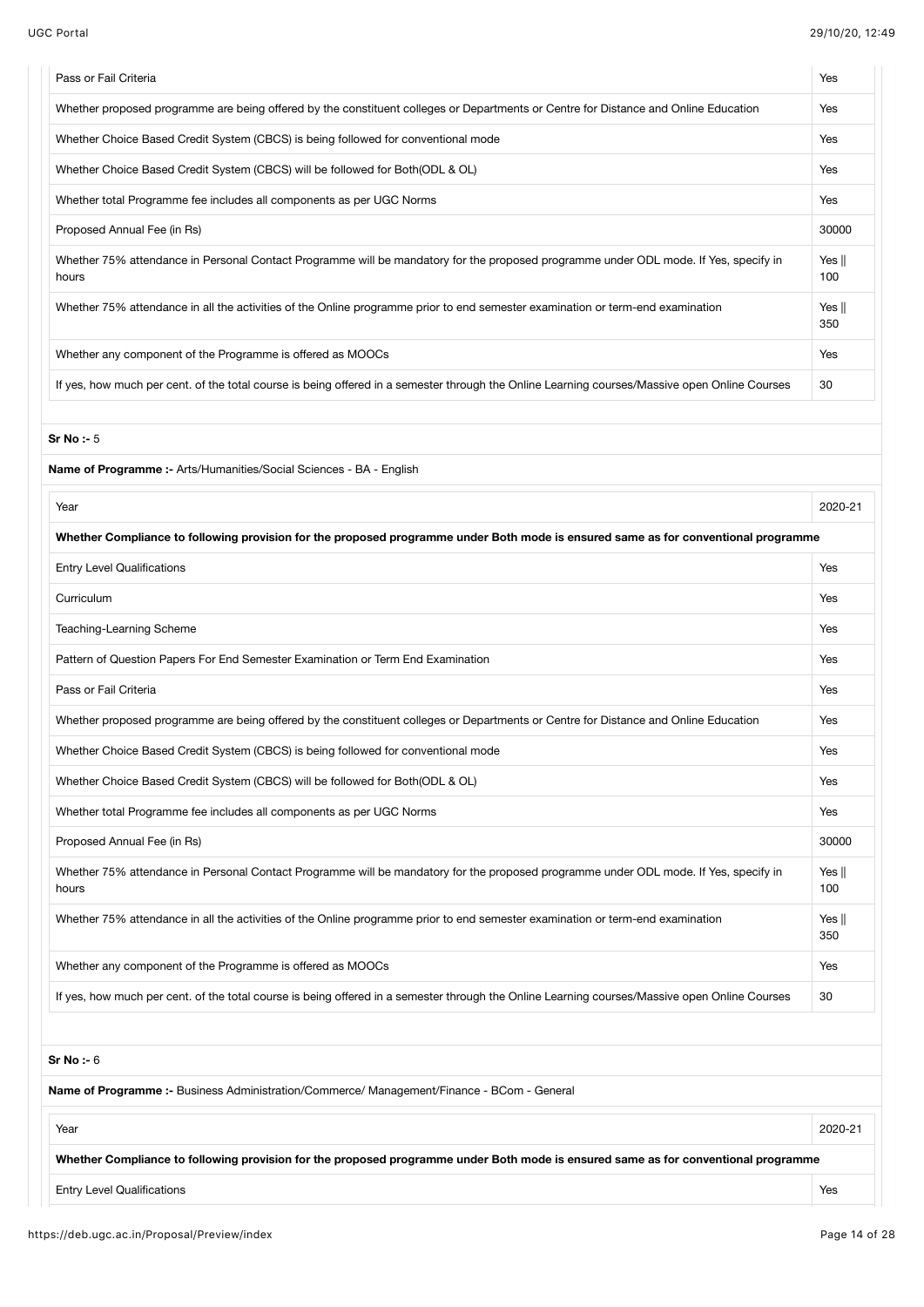| Pass or Fail Criteria | Yes |
|---|---|
| Whether proposed programme are being offered by the constituent colleges or Departments or Centre for Distance and Online Education | Yes |
| Whether Choice Based Credit System (CBCS) is being followed for conventional mode | Yes |
| Whether Choice Based Credit System (CBCS) will be followed for Both(ODL & OL) | Yes |
| Whether total Programme fee includes all components as per UGC Norms | Yes |
| Proposed Annual Fee (in Rs) | 30000 |
| Whether 75% attendance in Personal Contact Programme will be mandatory for the proposed programme under ODL mode. If Yes, specify in hours | Yes \|\| 100 |
| Whether 75% attendance in all the activities of the Online programme prior to end semester examination or term-end examination | Yes \|\| 350 |
| Whether any component of the Programme is offered as MOOCs | Yes |
| If yes, how much per cent. of the total course is being offered in a semester through the Online Learning courses/Massive open Online Courses | 30 |

**Sr No :-** 5

**Name of Programme :-** Arts/Humanities/Social Sciences - BA - English

| Year | 2020-21 |
|---|---|
| **Whether Compliance to following provision for the proposed programme under Both mode is ensured same as for conventional programme** | |
| Entry Level Qualifications | Yes |
| Curriculum | Yes |
| Teaching-Learning Scheme | Yes |
| Pattern of Question Papers For End Semester Examination or Term End Examination | Yes |
| Pass or Fail Criteria | Yes |
| Whether proposed programme are being offered by the constituent colleges or Departments or Centre for Distance and Online Education | Yes |
| Whether Choice Based Credit System (CBCS) is being followed for conventional mode | Yes |
| Whether Choice Based Credit System (CBCS) will be followed for Both(ODL & OL) | Yes |
| Whether total Programme fee includes all components as per UGC Norms | Yes |
| Proposed Annual Fee (in Rs) | 30000 |
| Whether 75% attendance in Personal Contact Programme will be mandatory for the proposed programme under ODL mode. If Yes, specify in hours | Yes \|\| 100 |
| Whether 75% attendance in all the activities of the Online programme prior to end semester examination or term-end examination | Yes \|\| 350 |
| Whether any component of the Programme is offered as MOOCs | Yes |
| If yes, how much per cent. of the total course is being offered in a semester through the Online Learning courses/Massive open Online Courses | 30 |

**Sr No :-** 6

**Name of Programme :-** Business Administration/Commerce/ Management/Finance - BCom - General

| Year | 2020-21 |
|---|---|
| **Whether Compliance to following provision for the proposed programme under Both mode is ensured same as for conventional programme** | |
| Entry Level Qualifications | Yes |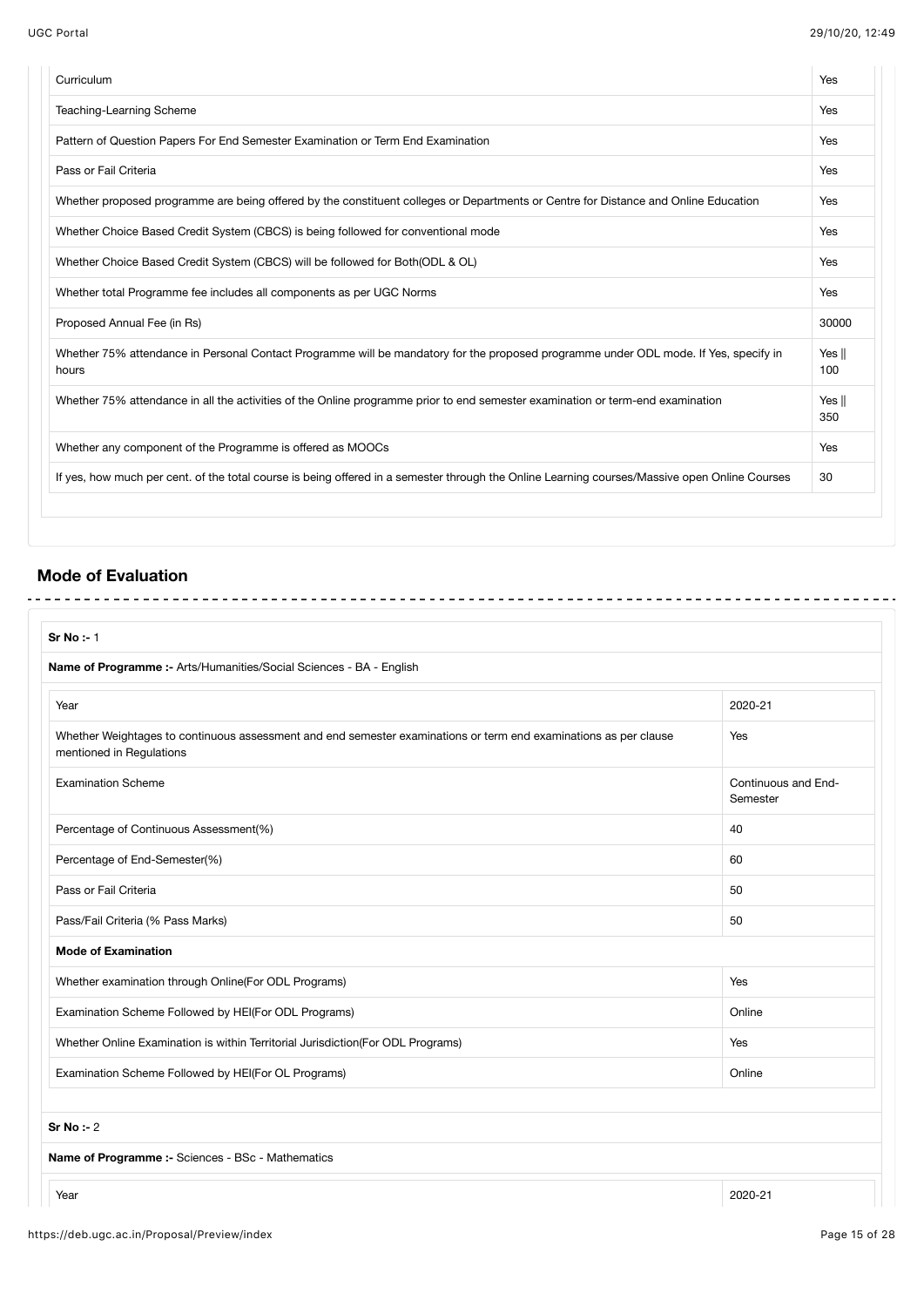| | |
|---|---|
| Curriculum | Yes |
| Teaching-Learning Scheme | Yes |
| Pattern of Question Papers For End Semester Examination or Term End Examination | Yes |
| Pass or Fail Criteria | Yes |
| Whether proposed programme are being offered by the constituent colleges or Departments or Centre for Distance and Online Education | Yes |
| Whether Choice Based Credit System (CBCS) is being followed for conventional mode | Yes |
| Whether Choice Based Credit System (CBCS) will be followed for Both(ODL & OL) | Yes |
| Whether total Programme fee includes all components as per UGC Norms | Yes |
| Proposed Annual Fee (in Rs) | 30000 |
| Whether 75% attendance in Personal Contact Programme will be mandatory for the proposed programme under ODL mode. If Yes, specify in hours | Yes \|\| 100 |
| Whether 75% attendance in all the activities of the Online programme prior to end semester examination or term-end examination | Yes \|\| 350 |
| Whether any component of the Programme is offered as MOOCs | Yes |
| If yes, how much per cent. of the total course is being offered in a semester through the Online Learning courses/Massive open Online Courses | 30 |

## Mode of Evaluation

**Sr No :-** 1

**Name of Programme :-** Arts/Humanities/Social Sciences - BA - English

| | |
|---|---|
| Year | 2020-21 |
| Whether Weightages to continuous assessment and end semester examinations or term end examinations as per clause mentioned in Regulations | Yes |
| Examination Scheme | Continuous and End-Semester |
| Percentage of Continuous Assessment(%) | 40 |
| Percentage of End-Semester(%) | 60 |
| Pass or Fail Criteria | 50 |
| Pass/Fail Criteria (% Pass Marks) | 50 |
| **Mode of Examination** | |
| Whether examination through Online(For ODL Programs) | Yes |
| Examination Scheme Followed by HEI(For ODL Programs) | Online |
| Whether Online Examination is within Territorial Jurisdiction(For ODL Programs) | Yes |
| Examination Scheme Followed by HEI(For OL Programs) | Online |

**Sr No :-** 2

**Name of Programme :-** Sciences - BSc - Mathematics

| | |
|---|---|
| Year | 2020-21 |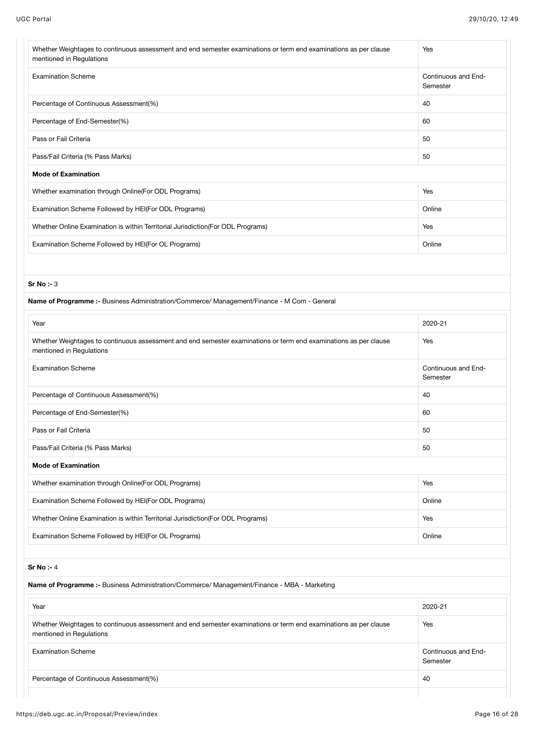| | |
|---|---|
| Whether Weightages to continuous assessment and end semester examinations or term end examinations as per clause mentioned in Regulations | Yes |
| Examination Scheme | Continuous and End-Semester |
| Percentage of Continuous Assessment(%) | 40 |
| Percentage of End-Semester(%) | 60 |
| Pass or Fail Criteria | 50 |
| Pass/Fail Criteria (% Pass Marks) | 50 |
| **Mode of Examination** | |
| Whether examination through Online(For ODL Programs) | Yes |
| Examination Scheme Followed by HEI(For ODL Programs) | Online |
| Whether Online Examination is within Territorial Jurisdiction(For ODL Programs) | Yes |
| Examination Scheme Followed by HEI(For OL Programs) | Online |

**Sr No :-** 3

**Name of Programme :-** Business Administration/Commerce/ Management/Finance - M Com - General

| | |
|---|---|
| Year | 2020-21 |
| Whether Weightages to continuous assessment and end semester examinations or term end examinations as per clause mentioned in Regulations | Yes |
| Examination Scheme | Continuous and End-Semester |
| Percentage of Continuous Assessment(%) | 40 |
| Percentage of End-Semester(%) | 60 |
| Pass or Fail Criteria | 50 |
| Pass/Fail Criteria (% Pass Marks) | 50 |
| **Mode of Examination** | |
| Whether examination through Online(For ODL Programs) | Yes |
| Examination Scheme Followed by HEI(For ODL Programs) | Online |
| Whether Online Examination is within Territorial Jurisdiction(For ODL Programs) | Yes |
| Examination Scheme Followed by HEI(For OL Programs) | Online |

**Sr No :-** 4

**Name of Programme :-** Business Administration/Commerce/ Management/Finance - MBA - Marketing

| | |
|---|---|
| Year | 2020-21 |
| Whether Weightages to continuous assessment and end semester examinations or term end examinations as per clause mentioned in Regulations | Yes |
| Examination Scheme | Continuous and End-Semester |
| Percentage of Continuous Assessment(%) | 40 |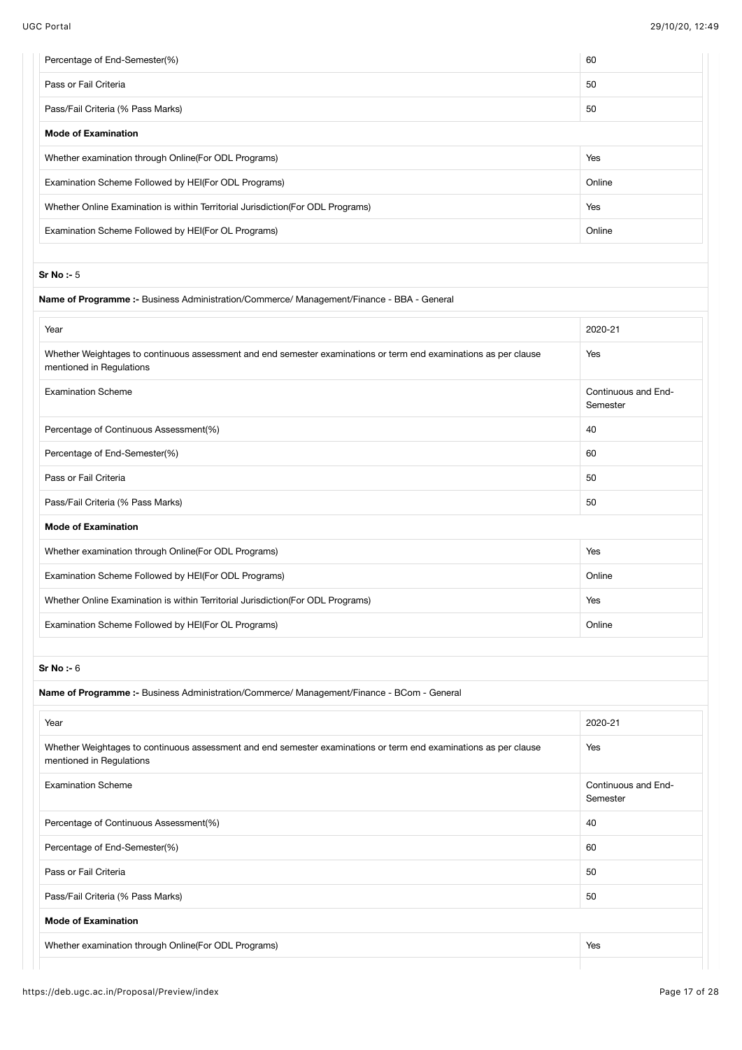| | |
|---|---|
| Percentage of End-Semester(%) | 60 |
| Pass or Fail Criteria | 50 |
| Pass/Fail Criteria (% Pass Marks) | 50 |
| **Mode of Examination** | |
| Whether examination through Online(For ODL Programs) | Yes |
| Examination Scheme Followed by HEI(For ODL Programs) | Online |
| Whether Online Examination is within Territorial Jurisdiction(For ODL Programs) | Yes |
| Examination Scheme Followed by HEI(For OL Programs) | Online |

**Sr No :-** 5

**Name of Programme :-** Business Administration/Commerce/ Management/Finance - BBA - General

| | |
|---|---|
| Year | 2020-21 |
| Whether Weightages to continuous assessment and end semester examinations or term end examinations as per clause mentioned in Regulations | Yes |
| Examination Scheme | Continuous and End-Semester |
| Percentage of Continuous Assessment(%) | 40 |
| Percentage of End-Semester(%) | 60 |
| Pass or Fail Criteria | 50 |
| Pass/Fail Criteria (% Pass Marks) | 50 |
| **Mode of Examination** | |
| Whether examination through Online(For ODL Programs) | Yes |
| Examination Scheme Followed by HEI(For ODL Programs) | Online |
| Whether Online Examination is within Territorial Jurisdiction(For ODL Programs) | Yes |
| Examination Scheme Followed by HEI(For OL Programs) | Online |

**Sr No :-** 6

**Name of Programme :-** Business Administration/Commerce/ Management/Finance - BCom - General

| | |
|---|---|
| Year | 2020-21 |
| Whether Weightages to continuous assessment and end semester examinations or term end examinations as per clause mentioned in Regulations | Yes |
| Examination Scheme | Continuous and End-Semester |
| Percentage of Continuous Assessment(%) | 40 |
| Percentage of End-Semester(%) | 60 |
| Pass or Fail Criteria | 50 |
| Pass/Fail Criteria (% Pass Marks) | 50 |
| **Mode of Examination** | |
| Whether examination through Online(For ODL Programs) | Yes |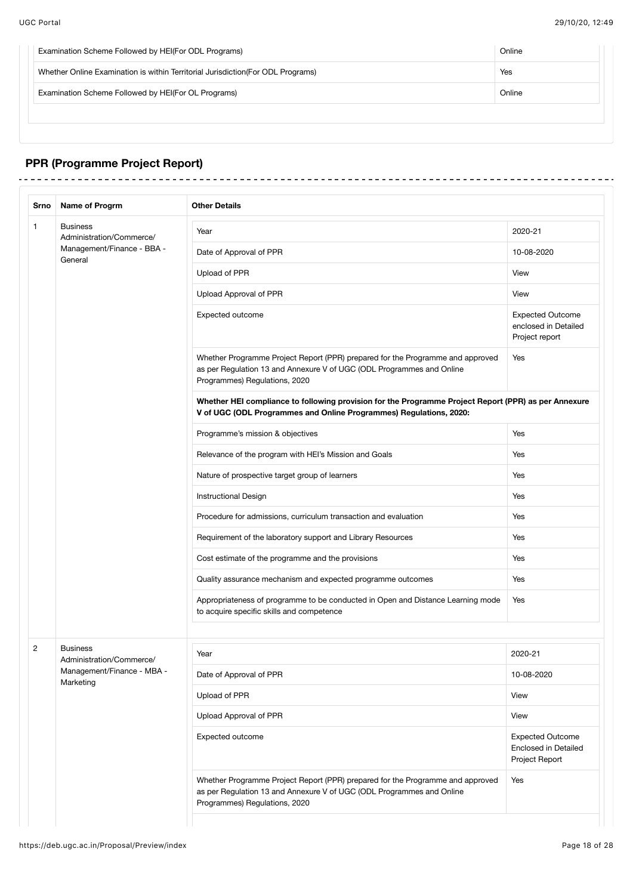| | |
|---|---|
| Examination Scheme Followed by HEI(For ODL Programs) | Online |
| Whether Online Examination is within Territorial Jurisdiction(For ODL Programs) | Yes |
| Examination Scheme Followed by HEI(For OL Programs) | Online |

## PPR (Programme Project Report)

| Srno | Name of Progrm | Other Details | |
|---|---|---|---|
| 1 | Business Administration/Commerce/ Management/Finance - BBA - General | Year | 2020-21 |
| | | Date of Approval of PPR | 10-08-2020 |
| | | Upload of PPR | View |
| | | Upload Approval of PPR | View |
| | | Expected outcome | Expected Outcome enclosed in Detailed Project report |
| | | Whether Programme Project Report (PPR) prepared for the Programme and approved as per Regulation 13 and Annexure V of UGC (ODL Programmes and Online Programmes) Regulations, 2020 | Yes |
| | | **Whether HEI compliance to following provision for the Programme Project Report (PPR) as per Annexure V of UGC (ODL Programmes and Online Programmes) Regulations, 2020:** | |
| | | Programme's mission & objectives | Yes |
| | | Relevance of the program with HEI's Mission and Goals | Yes |
| | | Nature of prospective target group of learners | Yes |
| | | Instructional Design | Yes |
| | | Procedure for admissions, curriculum transaction and evaluation | Yes |
| | | Requirement of the laboratory support and Library Resources | Yes |
| | | Cost estimate of the programme and the provisions | Yes |
| | | Quality assurance mechanism and expected programme outcomes | Yes |
| | | Appropriateness of programme to be conducted in Open and Distance Learning mode to acquire specific skills and competence | Yes |
| 2 | Business Administration/Commerce/ Management/Finance - MBA - Marketing | Year | 2020-21 |
| | | Date of Approval of PPR | 10-08-2020 |
| | | Upload of PPR | View |
| | | Upload Approval of PPR | View |
| | | Expected outcome | Expected Outcome Enclosed in Detailed Project Report |
| | | Whether Programme Project Report (PPR) prepared for the Programme and approved as per Regulation 13 and Annexure V of UGC (ODL Programmes and Online Programmes) Regulations, 2020 | Yes |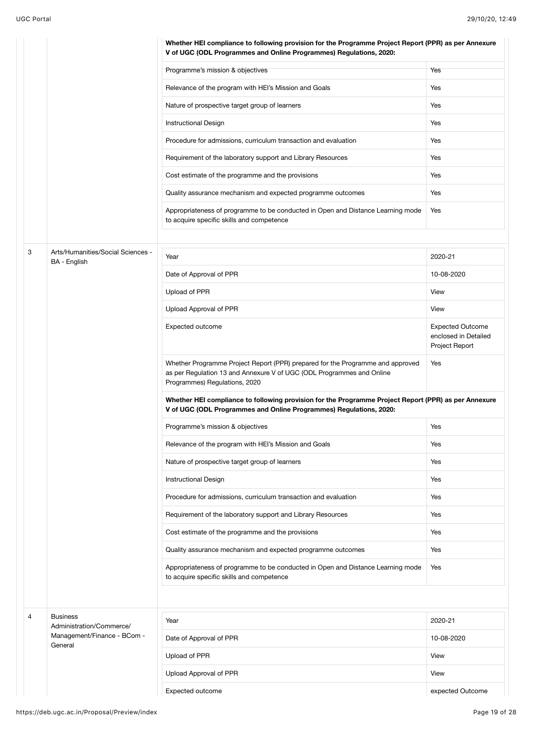**Whether HEI compliance to following provision for the Programme Project Report (PPR) as per Annexure V of UGC (ODL Programmes and Online Programmes) Regulations, 2020:**

| | |
|---|---|
| Programme's mission & objectives | Yes |
| Relevance of the program with HEI's Mission and Goals | Yes |
| Nature of prospective target group of learners | Yes |
| Instructional Design | Yes |
| Procedure for admissions, curriculum transaction and evaluation | Yes |
| Requirement of the laboratory support and Library Resources | Yes |
| Cost estimate of the programme and the provisions | Yes |
| Quality assurance mechanism and expected programme outcomes | Yes |
| Appropriateness of programme to be conducted in Open and Distance Learning mode to acquire specific skills and competence | Yes |

**3 — Arts/Humanities/Social Sciences - BA - English**

| | |
|---|---|
| Year | 2020-21 |
| Date of Approval of PPR | 10-08-2020 |
| Upload of PPR | View |
| Upload Approval of PPR | View |
| Expected outcome | Expected Outcome enclosed in Detailed Project Report |
| Whether Programme Project Report (PPR) prepared for the Programme and approved as per Regulation 13 and Annexure V of UGC (ODL Programmes and Online Programmes) Regulations, 2020 | Yes |

**Whether HEI compliance to following provision for the Programme Project Report (PPR) as per Annexure V of UGC (ODL Programmes and Online Programmes) Regulations, 2020:**

| | |
|---|---|
| Programme's mission & objectives | Yes |
| Relevance of the program with HEI's Mission and Goals | Yes |
| Nature of prospective target group of learners | Yes |
| Instructional Design | Yes |
| Procedure for admissions, curriculum transaction and evaluation | Yes |
| Requirement of the laboratory support and Library Resources | Yes |
| Cost estimate of the programme and the provisions | Yes |
| Quality assurance mechanism and expected programme outcomes | Yes |
| Appropriateness of programme to be conducted in Open and Distance Learning mode to acquire specific skills and competence | Yes |

**4 — Business Administration/Commerce/ Management/Finance - BCom - General**

| | |
|---|---|
| Year | 2020-21 |
| Date of Approval of PPR | 10-08-2020 |
| Upload of PPR | View |
| Upload Approval of PPR | View |
| Expected outcome | expected Outcome |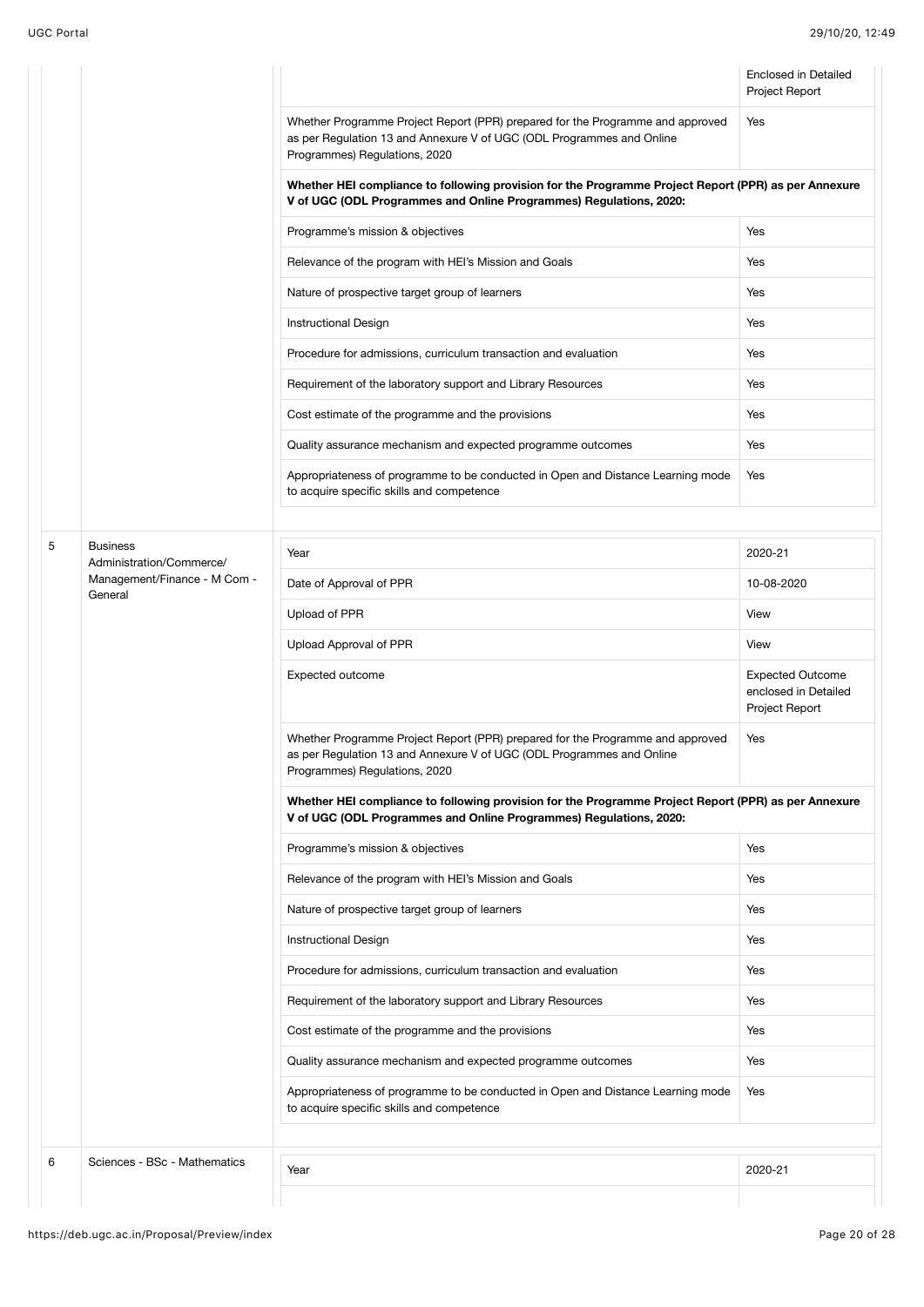| | | | |
|---|---|---|---|
| | | | Enclosed in Detailed Project Report |
| | | Whether Programme Project Report (PPR) prepared for the Programme and approved as per Regulation 13 and Annexure V of UGC (ODL Programmes and Online Programmes) Regulations, 2020 | Yes |
| | | **Whether HEI compliance to following provision for the Programme Project Report (PPR) as per Annexure V of UGC (ODL Programmes and Online Programmes) Regulations, 2020:** | |
| | | Programme's mission & objectives | Yes |
| | | Relevance of the program with HEI's Mission and Goals | Yes |
| | | Nature of prospective target group of learners | Yes |
| | | Instructional Design | Yes |
| | | Procedure for admissions, curriculum transaction and evaluation | Yes |
| | | Requirement of the laboratory support and Library Resources | Yes |
| | | Cost estimate of the programme and the provisions | Yes |
| | | Quality assurance mechanism and expected programme outcomes | Yes |
| | | Appropriateness of programme to be conducted in Open and Distance Learning mode to acquire specific skills and competence | Yes |
| 5 | Business Administration/Commerce/ Management/Finance - M Com - General | Year | 2020-21 |
| | | Date of Approval of PPR | 10-08-2020 |
| | | Upload of PPR | View |
| | | Upload Approval of PPR | View |
| | | Expected outcome | Expected Outcome enclosed in Detailed Project Report |
| | | Whether Programme Project Report (PPR) prepared for the Programme and approved as per Regulation 13 and Annexure V of UGC (ODL Programmes and Online Programmes) Regulations, 2020 | Yes |
| | | **Whether HEI compliance to following provision for the Programme Project Report (PPR) as per Annexure V of UGC (ODL Programmes and Online Programmes) Regulations, 2020:** | |
| | | Programme's mission & objectives | Yes |
| | | Relevance of the program with HEI's Mission and Goals | Yes |
| | | Nature of prospective target group of learners | Yes |
| | | Instructional Design | Yes |
| | | Procedure for admissions, curriculum transaction and evaluation | Yes |
| | | Requirement of the laboratory support and Library Resources | Yes |
| | | Cost estimate of the programme and the provisions | Yes |
| | | Quality assurance mechanism and expected programme outcomes | Yes |
| | | Appropriateness of programme to be conducted in Open and Distance Learning mode to acquire specific skills and competence | Yes |
| 6 | Sciences - BSc - Mathematics | Year | 2020-21 |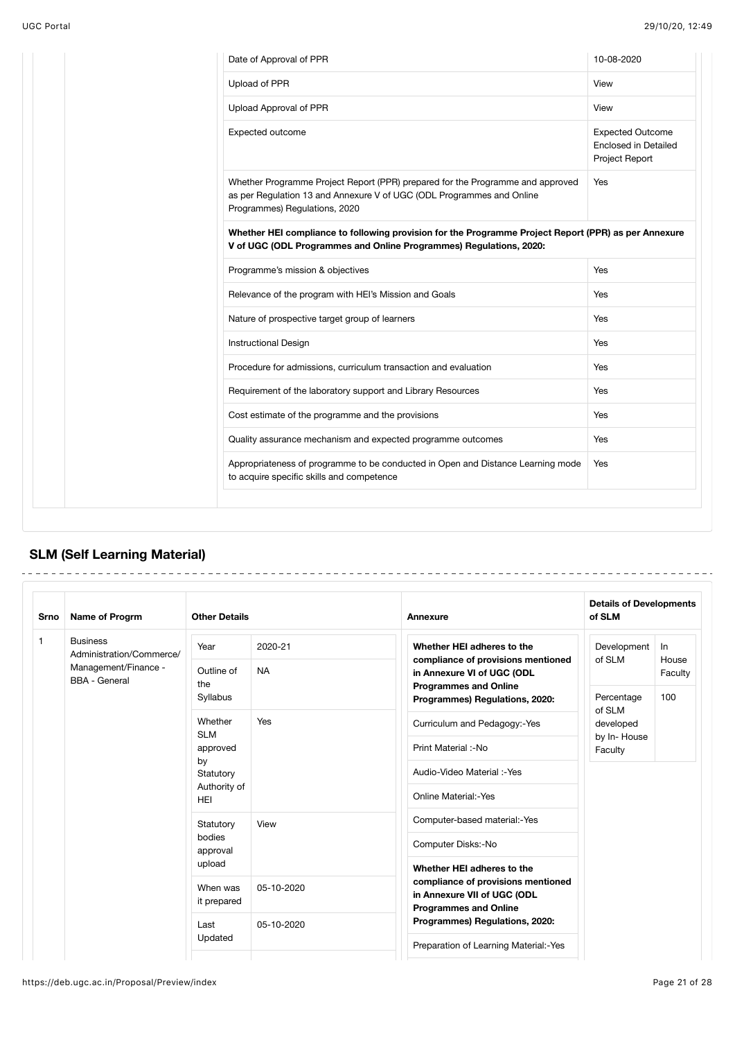| | |
|---|---|
| Date of Approval of PPR | 10-08-2020 |
| Upload of PPR | View |
| Upload Approval of PPR | View |
| Expected outcome | Expected Outcome Enclosed in Detailed Project Report |
| Whether Programme Project Report (PPR) prepared for the Programme and approved as per Regulation 13 and Annexure V of UGC (ODL Programmes and Online Programmes) Regulations, 2020 | Yes |
| **Whether HEI compliance to following provision for the Programme Project Report (PPR) as per Annexure V of UGC (ODL Programmes and Online Programmes) Regulations, 2020:** | |
| Programme's mission & objectives | Yes |
| Relevance of the program with HEI's Mission and Goals | Yes |
| Nature of prospective target group of learners | Yes |
| Instructional Design | Yes |
| Procedure for admissions, curriculum transaction and evaluation | Yes |
| Requirement of the laboratory support and Library Resources | Yes |
| Cost estimate of the programme and the provisions | Yes |
| Quality assurance mechanism and expected programme outcomes | Yes |
| Appropriateness of programme to be conducted in Open and Distance Learning mode to acquire specific skills and competence | Yes |

## SLM (Self Learning Material)

| Srno | Name of Progrm | Other Details | | Annexure | Details of Developments of SLM | |
|---|---|---|---|---|---|---|
| 1 | Business Administration/Commerce/ Management/Finance - BBA - General | Year | 2020-21 | **Whether HEI adheres to the compliance of provisions mentioned in Annexure VI of UGC (ODL Programmes and Online Programmes) Regulations, 2020:** | Development of SLM | In House Faculty |
| | | Outline of the Syllabus | NA | Curriculum and Pedagogy:-Yes | Percentage of SLM developed by In- House Faculty | 100 |
| | | Whether SLM approved by Statutory Authority of HEI | Yes | Print Material :-No | | |
| | | | | Audio-Video Material :-Yes | | |
| | | | | Online Material:-Yes | | |
| | | Statutory bodies approval upload | View | Computer-based material:-Yes | | |
| | | | | Computer Disks:-No | | |
| | | When was it prepared | 05-10-2020 | **Whether HEI adheres to the compliance of provisions mentioned in Annexure VII of UGC (ODL Programmes and Online Programmes) Regulations, 2020:** | | |
| | | Last Updated | 05-10-2020 | Preparation of Learning Material:-Yes | | |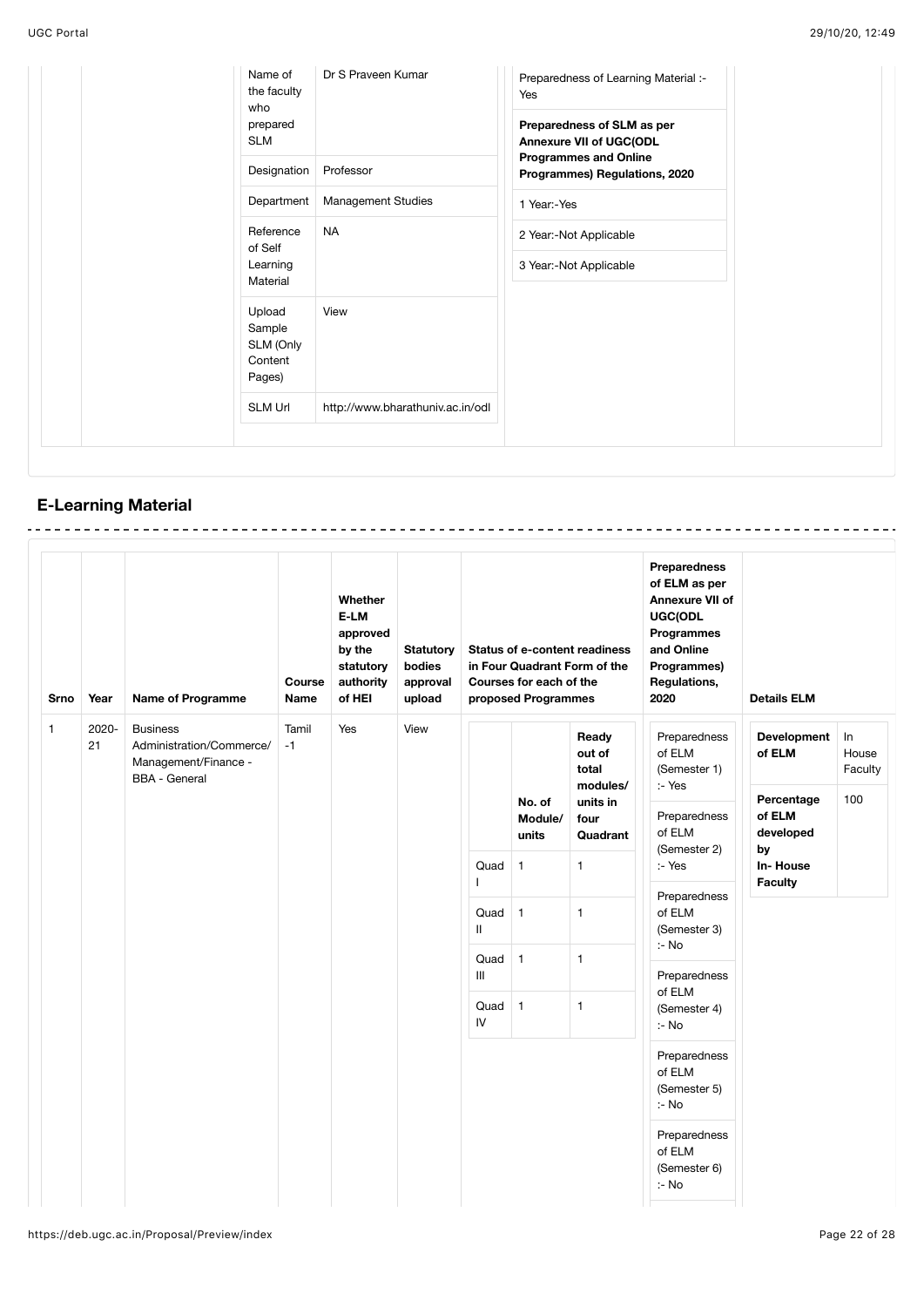| | |
|---|---|
| Name of the faculty who prepared SLM | Dr S Praveen Kumar |
| Designation | Professor |
| Department | Management Studies |
| Reference of Self Learning Material | NA |
| Upload Sample SLM (Only Content Pages) | View |
| SLM Url | http://www.bharathuniv.ac.in/odl |

| |
|---|
| Preparedness of Learning Material :- Yes |
| **Preparedness of SLM as per Annexure VII of UGC(ODL Programmes and Online Programmes) Regulations, 2020** |
| 1 Year:-Yes |
| 2 Year:-Not Applicable |
| 3 Year:-Not Applicable |

## E-Learning Material

| Srno | Year | Name of Programme | Course Name | Whether E-LM approved by the statutory authority of HEI | Statutory bodies approval upload | Status of e-content readiness in Four Quadrant Form of the Courses for each of the proposed Programmes | | | Preparedness of ELM as per Annexure VII of UGC(ODL Programmes and Online Programmes) Regulations, 2020 | Details ELM | |
|---|---|---|---|---|---|---|---|---|---|---|---|
| | | | | | | | No. of Module/ units | Ready out of total modules/ units in four Quadrant | | | |
| 1 | 2020-21 | Business Administration/Commerce/ Management/Finance - BBA - General | Tamil -1 | Yes | View | Quad I | 1 | 1 | Preparedness of ELM (Semester 1) :- Yes | **Development of ELM** | In House Faculty |
| | | | | | | Quad II | 1 | 1 | Preparedness of ELM (Semester 2) :- Yes | **Percentage of ELM developed by In- House Faculty** | 100 |
| | | | | | | Quad III | 1 | 1 | Preparedness of ELM (Semester 3) :- No | | |
| | | | | | | Quad IV | 1 | 1 | Preparedness of ELM (Semester 4) :- No | | |
| | | | | | | | | | Preparedness of ELM (Semester 5) :- No | | |
| | | | | | | | | | Preparedness of ELM (Semester 6) :- No | | |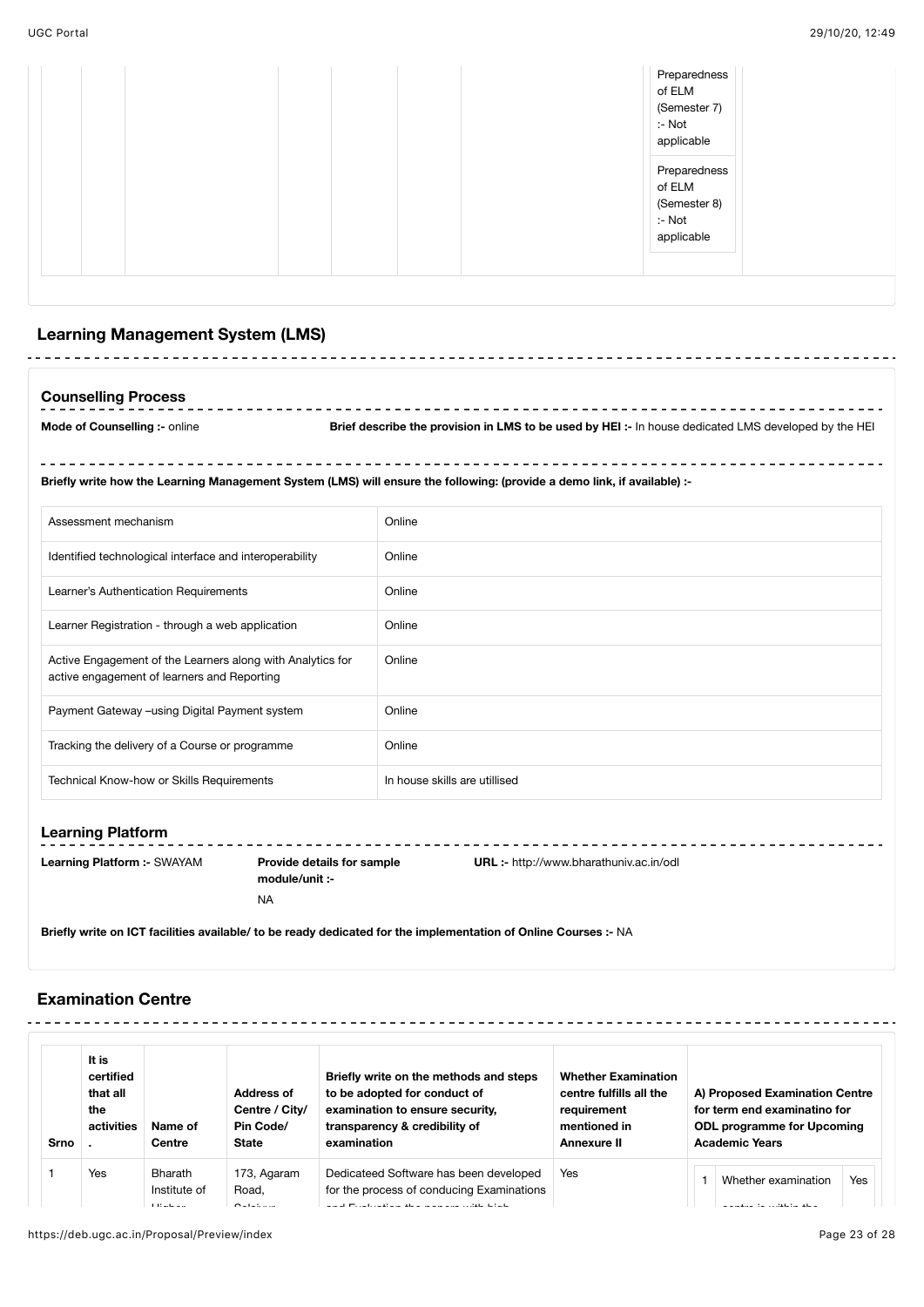| | | | | | | | Preparedness of ELM (Semester 7) :- Not applicable<br>Preparedness of ELM (Semester 8) :- Not applicable | |
|---|---|---|---|---|---|---|---|---|

## Learning Management System (LMS)

### Counselling Process

**Mode of Counselling :-** online

**Brief describe the provision in LMS to be used by HEI :-** In house dedicated LMS developed by the HEI

**Briefly write how the Learning Management System (LMS) will ensure the following: (provide a demo link, if available) :-**

| | |
|---|---|
| Assessment mechanism | Online |
| Identified technological interface and interoperability | Online |
| Learner's Authentication Requirements | Online |
| Learner Registration - through a web application | Online |
| Active Engagement of the Learners along with Analytics for active engagement of learners and Reporting | Online |
| Payment Gateway –using Digital Payment system | Online |
| Tracking the delivery of a Course or programme | Online |
| Technical Know-how or Skills Requirements | In house skills are utillised |

### Learning Platform

**Learning Platform :-** SWAYAM

**Provide details for sample module/unit :-** NA

**URL :-** http://www.bharathuniv.ac.in/odl

**Briefly write on ICT facilities available/ to be ready dedicated for the implementation of Online Courses :-** NA

## Examination Centre

| Srno. | It is certified that all the activities . | Name of Centre | Address of Centre / City/ Pin Code/ State | Briefly write on the methods and steps to be adopted for conduct of examination to ensure security, transparency & credibility of examination | Whether Examination centre fulfills all the requirement mentioned in Annexure II | A) Proposed Examination Centre for term end examinatino for ODL programme for Upcoming Academic Years |
|---|---|---|---|---|---|---|
| 1 | Yes | Bharath Institute of Higher | 173, Agaram Road, Selaiyur | Dedicateed Software has been developed for the process of conducing Examinations and Evaluation the papers with high | Yes | 1 Whether examination centre is within the ... Yes |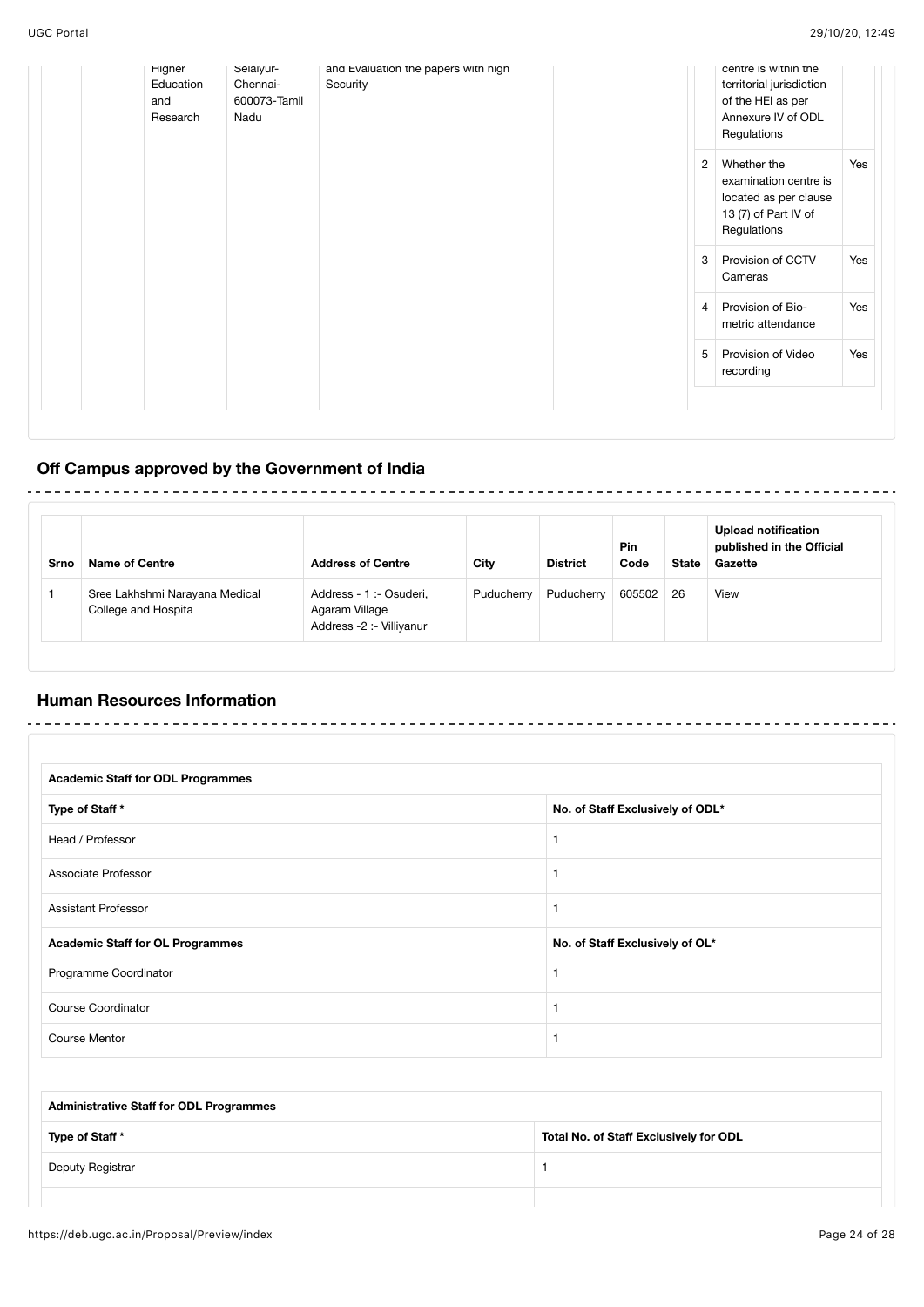| | | Higher Education and Research | Selaiyur-Chennai-600073-Tamil Nadu | and Evaluation the papers with high Security | | | centre is within the territorial jurisdiction of the HEI as per Annexure IV of ODL Regulations | |
|---|---|---|---|---|---|---|---|---|
| | | | | | | 2 | Whether the examination centre is located as per clause 13 (7) of Part IV of Regulations | Yes |
| | | | | | | 3 | Provision of CCTV Cameras | Yes |
| | | | | | | 4 | Provision of Bio-metric attendance | Yes |
| | | | | | | 5 | Provision of Video recording | Yes |

## Off Campus approved by the Government of India

| Srno | Name of Centre | Address of Centre | City | District | Pin Code | State | Upload notification published in the Official Gazette |
|---|---|---|---|---|---|---|---|
| 1 | Sree Lakhshmi Narayana Medical College and Hospita | Address - 1 :- Osuderi, Agaram Village Address -2 :- Villiyanur | Puducherry | Puducherry | 605502 | 26 | View |

## Human Resources Information

| Academic Staff for ODL Programmes | |
|---|---|
| **Type of Staff *** | **No. of Staff Exclusively of ODL*** |
| Head / Professor | 1 |
| Associate Professor | 1 |
| Assistant Professor | 1 |
| **Academic Staff for OL Programmes** | **No. of Staff Exclusively of OL*** |
| Programme Coordinator | 1 |
| Course Coordinator | 1 |
| Course Mentor | 1 |

| Administrative Staff for ODL Programmes | |
|---|---|
| **Type of Staff *** | **Total No. of Staff Exclusively for ODL** |
| Deputy Registrar | 1 |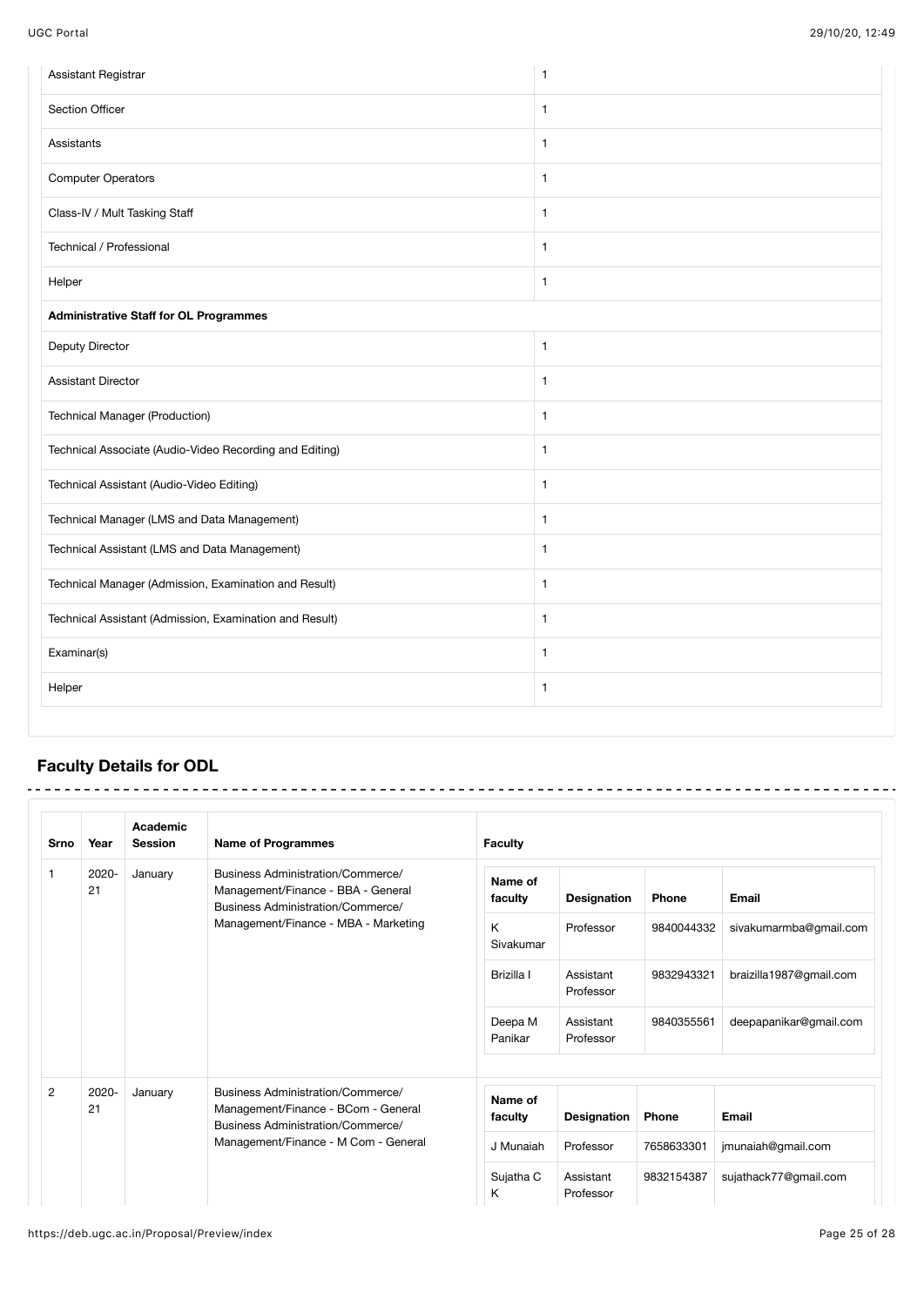| | |
|---|---|
| Assistant Registrar | 1 |
| Section Officer | 1 |
| Assistants | 1 |
| Computer Operators | 1 |
| Class-IV / Mult Tasking Staff | 1 |
| Technical / Professional | 1 |
| Helper | 1 |
| **Administrative Staff for OL Programmes** | |
| Deputy Director | 1 |
| Assistant Director | 1 |
| Technical Manager (Production) | 1 |
| Technical Associate (Audio-Video Recording and Editing) | 1 |
| Technical Assistant (Audio-Video Editing) | 1 |
| Technical Manager (LMS and Data Management) | 1 |
| Technical Assistant (LMS and Data Management) | 1 |
| Technical Manager (Admission, Examination and Result) | 1 |
| Technical Assistant (Admission, Examination and Result) | 1 |
| Examinar(s) | 1 |
| Helper | 1 |

## Faculty Details for ODL

| Srno | Year | Academic Session | Name of Programmes | Name of faculty | Designation | Phone | Email |
|---|---|---|---|---|---|---|---|
| 1 | 2020-21 | January | Business Administration/Commerce/ Management/Finance - BBA - General Business Administration/Commerce/ Management/Finance - MBA - Marketing | K Sivakumar | Professor | 9840044332 | sivakumarmba@gmail.com |
| | | | | Brizilla I | Assistant Professor | 9832943321 | braizilla1987@gmail.com |
| | | | | Deepa M Panikar | Assistant Professor | 9840355561 | deepapanikar@gmail.com |
| 2 | 2020-21 | January | Business Administration/Commerce/ Management/Finance - BCom - General Business Administration/Commerce/ Management/Finance - M Com - General | J Munaiah | Professor | 7658633301 | jmunaiah@gmail.com |
| | | | | Sujatha C K | Assistant Professor | 9832154387 | sujathack77@gmail.com |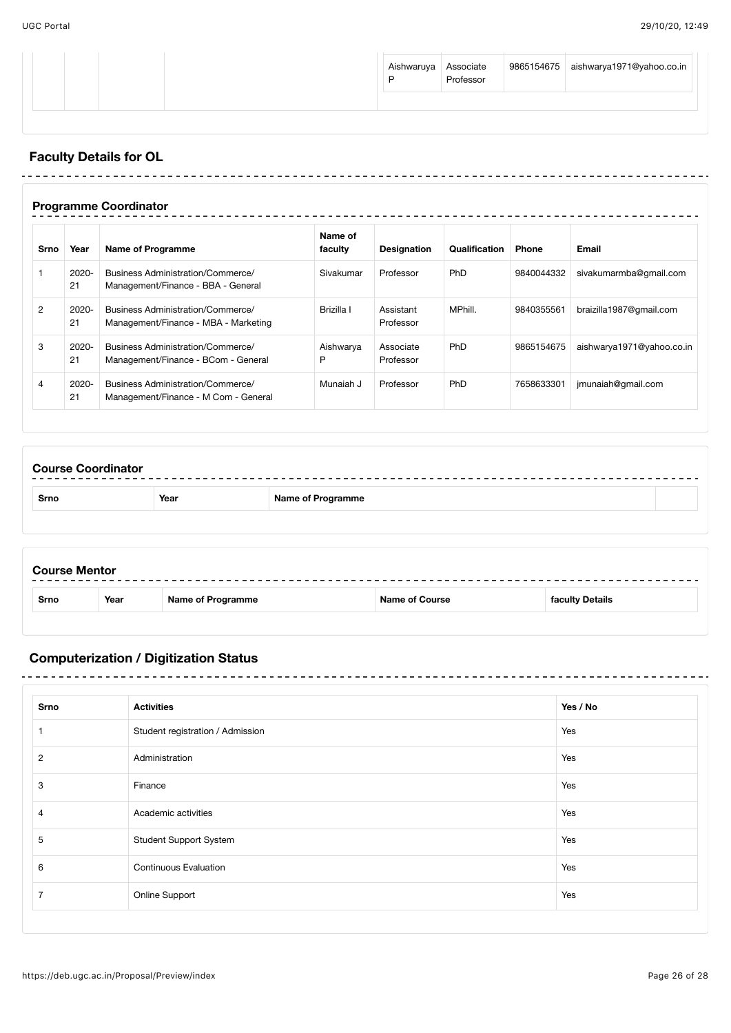| | | | | Aishwaruya P | Associate Professor | 9865154675 | aishwarya1971@yahoo.co.in |
|---|---|---|---|---|---|---|---|

## Faculty Details for OL

### Programme Coordinator

| Srno | Year | Name of Programme | Name of faculty | Designation | Qualification | Phone | Email |
|---|---|---|---|---|---|---|---|
| 1 | 2020-21 | Business Administration/Commerce/ Management/Finance - BBA - General | Sivakumar | Professor | PhD | 9840044332 | sivakumarmba@gmail.com |
| 2 | 2020-21 | Business Administration/Commerce/ Management/Finance - MBA - Marketing | Brizilla I | Assistant Professor | MPhill. | 9840355561 | braizilla1987@gmail.com |
| 3 | 2020-21 | Business Administration/Commerce/ Management/Finance - BCom - General | Aishwarya P | Associate Professor | PhD | 9865154675 | aishwarya1971@yahoo.co.in |
| 4 | 2020-21 | Business Administration/Commerce/ Management/Finance - M Com - General | Munaiah J | Professor | PhD | 7658633301 | jmunaiah@gmail.com |

### Course Coordinator

| Srno | Year | Name of Programme | |
|---|---|---|---|

### Course Mentor

| Srno | Year | Name of Programme | Name of Course | faculty Details |
|---|---|---|---|---|

## Computerization / Digitization Status

| Srno | Activities | Yes / No |
|---|---|---|
| 1 | Student registration / Admission | Yes |
| 2 | Administration | Yes |
| 3 | Finance | Yes |
| 4 | Academic activities | Yes |
| 5 | Student Support System | Yes |
| 6 | Continuous Evaluation | Yes |
| 7 | Online Support | Yes |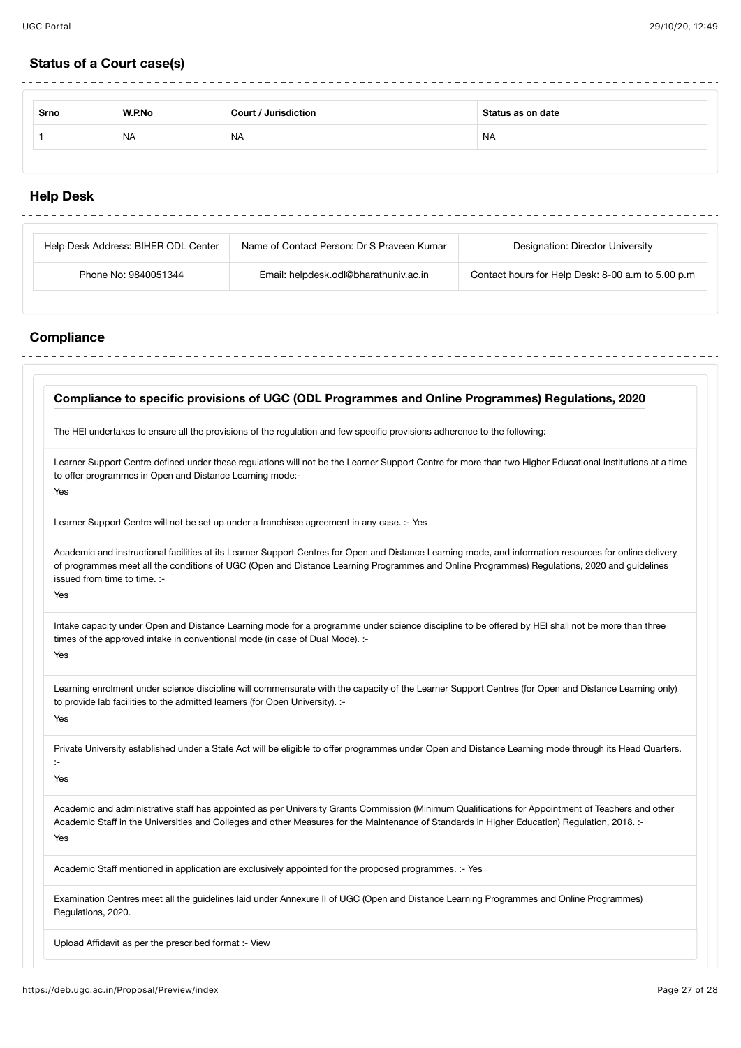## Status of a Court case(s)

| Srno | W.P.No | Court / Jurisdiction | Status as on date |
|---|---|---|---|
| 1 | NA | NA | NA |

## Help Desk

| | | |
|---|---|---|
| Help Desk Address: BIHER ODL Center | Name of Contact Person: Dr S Praveen Kumar | Designation: Director University |
| Phone No: 9840051344 | Email: helpdesk.odl@bharathuniv.ac.in | Contact hours for Help Desk: 8-00 a.m to 5.00 p.m |

## Compliance

### Compliance to specific provisions of UGC (ODL Programmes and Online Programmes) Regulations, 2020

The HEI undertakes to ensure all the provisions of the regulation and few specific provisions adherence to the following:

Learner Support Centre defined under these regulations will not be the Learner Support Centre for more than two Higher Educational Institutions at a time to offer programmes in Open and Distance Learning mode:-

Yes

Learner Support Centre will not be set up under a franchisee agreement in any case. :- Yes

Academic and instructional facilities at its Learner Support Centres for Open and Distance Learning mode, and information resources for online delivery of programmes meet all the conditions of UGC (Open and Distance Learning Programmes and Online Programmes) Regulations, 2020 and guidelines issued from time to time. :-

Yes

Intake capacity under Open and Distance Learning mode for a programme under science discipline to be offered by HEI shall not be more than three times of the approved intake in conventional mode (in case of Dual Mode). :-

Yes

Learning enrolment under science discipline will commensurate with the capacity of the Learner Support Centres (for Open and Distance Learning only) to provide lab facilities to the admitted learners (for Open University). :-

Yes

Private University established under a State Act will be eligible to offer programmes under Open and Distance Learning mode through its Head Quarters. :-

Yes

Academic and administrative staff has appointed as per University Grants Commission (Minimum Qualifications for Appointment of Teachers and other Academic Staff in the Universities and Colleges and other Measures for the Maintenance of Standards in Higher Education) Regulation, 2018. :-

Yes

Academic Staff mentioned in application are exclusively appointed for the proposed programmes. :- Yes

Examination Centres meet all the guidelines laid under Annexure II of UGC (Open and Distance Learning Programmes and Online Programmes) Regulations, 2020.

Upload Affidavit as per the prescribed format :- View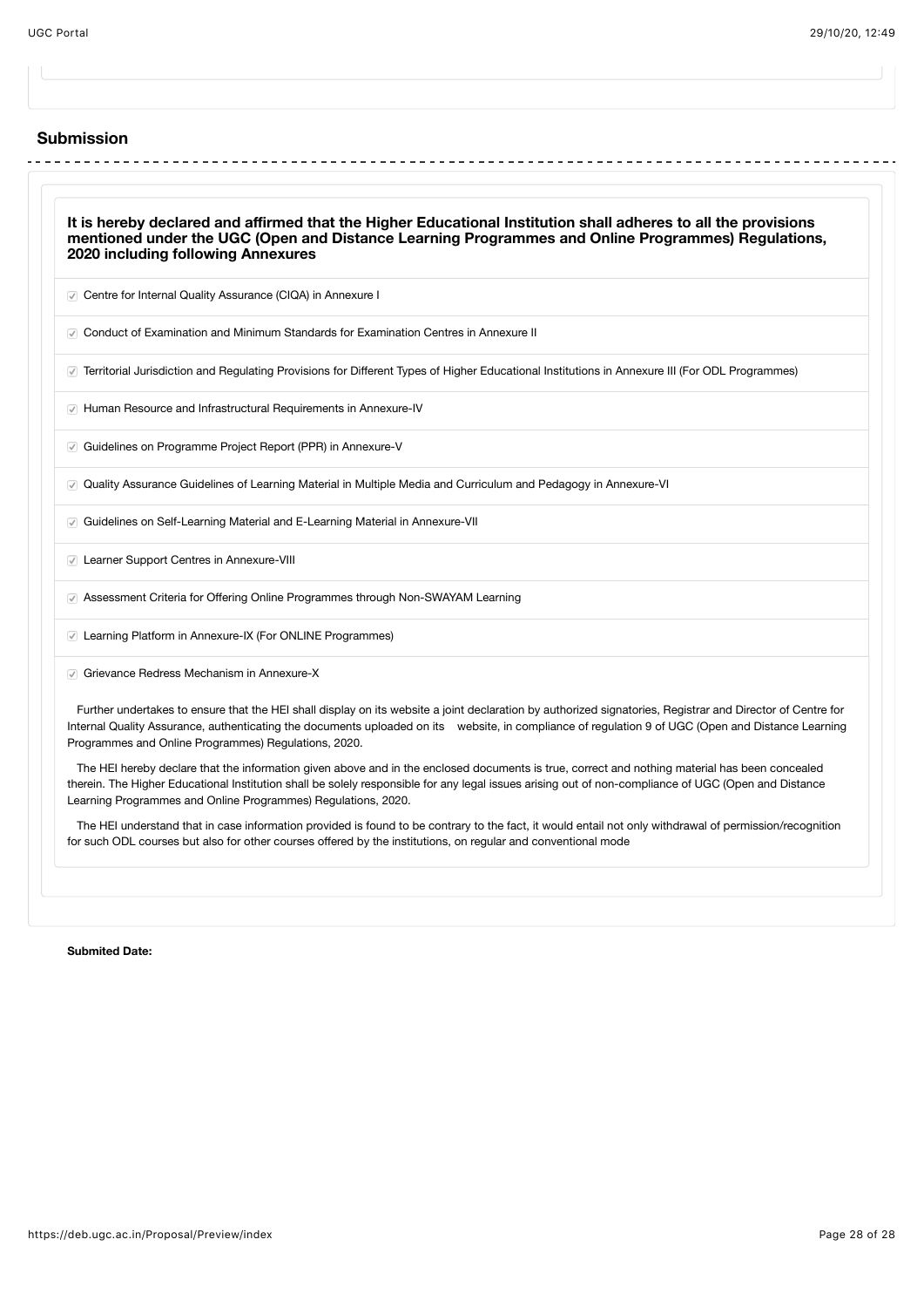## Submission

**It is hereby declared and affirmed that the Higher Educational Institution shall adheres to all the provisions mentioned under the UGC (Open and Distance Learning Programmes and Online Programmes) Regulations, 2020 including following Annexures**

- [x] Centre for Internal Quality Assurance (CIQA) in Annexure I
- [x] Conduct of Examination and Minimum Standards for Examination Centres in Annexure II
- [x] Territorial Jurisdiction and Regulating Provisions for Different Types of Higher Educational Institutions in Annexure III (For ODL Programmes)
- [x] Human Resource and Infrastructural Requirements in Annexure-IV
- [x] Guidelines on Programme Project Report (PPR) in Annexure-V
- [x] Quality Assurance Guidelines of Learning Material in Multiple Media and Curriculum and Pedagogy in Annexure-VI
- [x] Guidelines on Self-Learning Material and E-Learning Material in Annexure-VII
- [x] Learner Support Centres in Annexure-VIII
- [x] Assessment Criteria for Offering Online Programmes through Non-SWAYAM Learning
- [x] Learning Platform in Annexure-IX (For ONLINE Programmes)
- [x] Grievance Redress Mechanism in Annexure-X

Further undertakes to ensure that the HEI shall display on its website a joint declaration by authorized signatories, Registrar and Director of Centre for Internal Quality Assurance, authenticating the documents uploaded on its website, in compliance of regulation 9 of UGC (Open and Distance Learning Programmes and Online Programmes) Regulations, 2020.

The HEI hereby declare that the information given above and in the enclosed documents is true, correct and nothing material has been concealed therein. The Higher Educational Institution shall be solely responsible for any legal issues arising out of non-compliance of UGC (Open and Distance Learning Programmes and Online Programmes) Regulations, 2020.

The HEI understand that in case information provided is found to be contrary to the fact, it would entail not only withdrawal of permission/recognition for such ODL courses but also for other courses offered by the institutions, on regular and conventional mode

**Submited Date:**